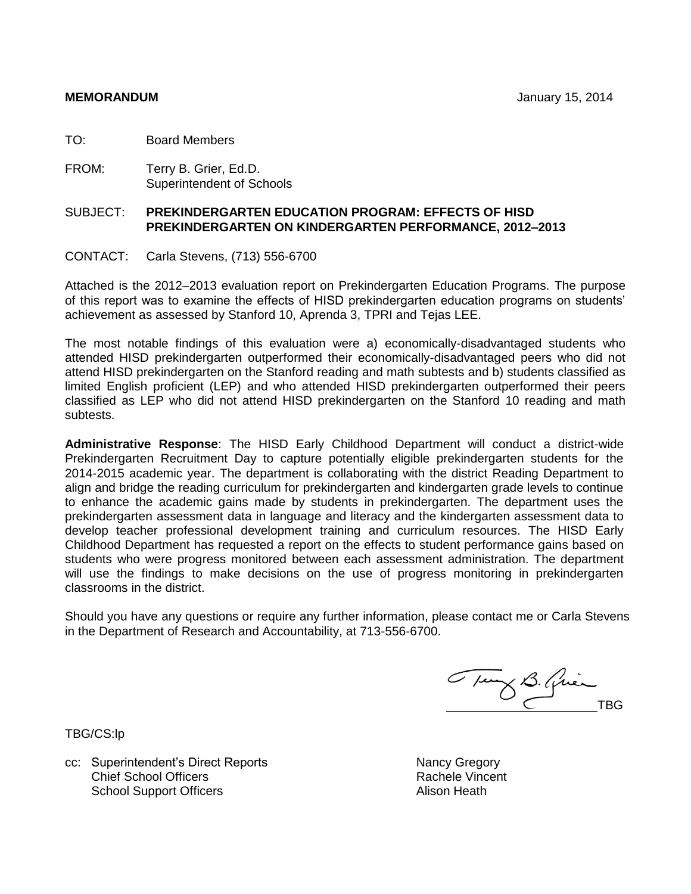**MEMORANDUM** January 15, 2014

TO: Board Members

FROM: Terry B. Grier, Ed.D.
Superintendent of Schools

SUBJECT: **PREKINDERGARTEN EDUCATION PROGRAM: EFFECTS OF HISD PREKINDERGARTEN ON KINDERGARTEN PERFORMANCE, 2012–2013**

CONTACT: Carla Stevens, (713) 556-6700

Attached is the 2012–2013 evaluation report on Prekindergarten Education Programs. The purpose of this report was to examine the effects of HISD prekindergarten education programs on students' achievement as assessed by Stanford 10, Aprenda 3, TPRI and Tejas LEE.

The most notable findings of this evaluation were a) economically-disadvantaged students who attended HISD prekindergarten outperformed their economically-disadvantaged peers who did not attend HISD prekindergarten on the Stanford reading and math subtests and b) students classified as limited English proficient (LEP) and who attended HISD prekindergarten outperformed their peers classified as LEP who did not attend HISD prekindergarten on the Stanford 10 reading and math subtests.

**Administrative Response**: The HISD Early Childhood Department will conduct a district-wide Prekindergarten Recruitment Day to capture potentially eligible prekindergarten students for the 2014-2015 academic year. The department is collaborating with the district Reading Department to align and bridge the reading curriculum for prekindergarten and kindergarten grade levels to continue to enhance the academic gains made by students in prekindergarten. The department uses the prekindergarten assessment data in language and literacy and the kindergarten assessment data to develop teacher professional development training and curriculum resources. The HISD Early Childhood Department has requested a report on the effects to student performance gains based on students who were progress monitored between each assessment administration. The department will use the findings to make decisions on the use of progress monitoring in prekindergarten classrooms in the district.

Should you have any questions or require any further information, please contact me or Carla Stevens in the Department of Research and Accountability, at 713-556-6700.

TBG

TBG/CS:lp

cc: Superintendent's Direct Reports
Chief School Officers
School Support Officers
Nancy Gregory
Rachele Vincent
Alison Heath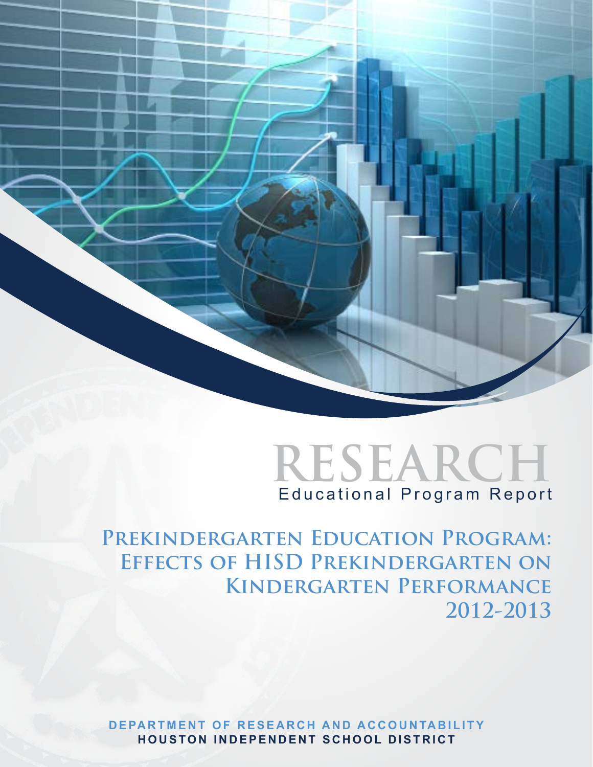# RESEARCH

Educational Program Report

## Prekindergarten Education Program: Effects of HISD Prekindergarten on Kindergarten Performance 2012-2013

**DEPARTMENT OF RESEARCH AND ACCOUNTABILITY**
**HOUSTON INDEPENDENT SCHOOL DISTRICT**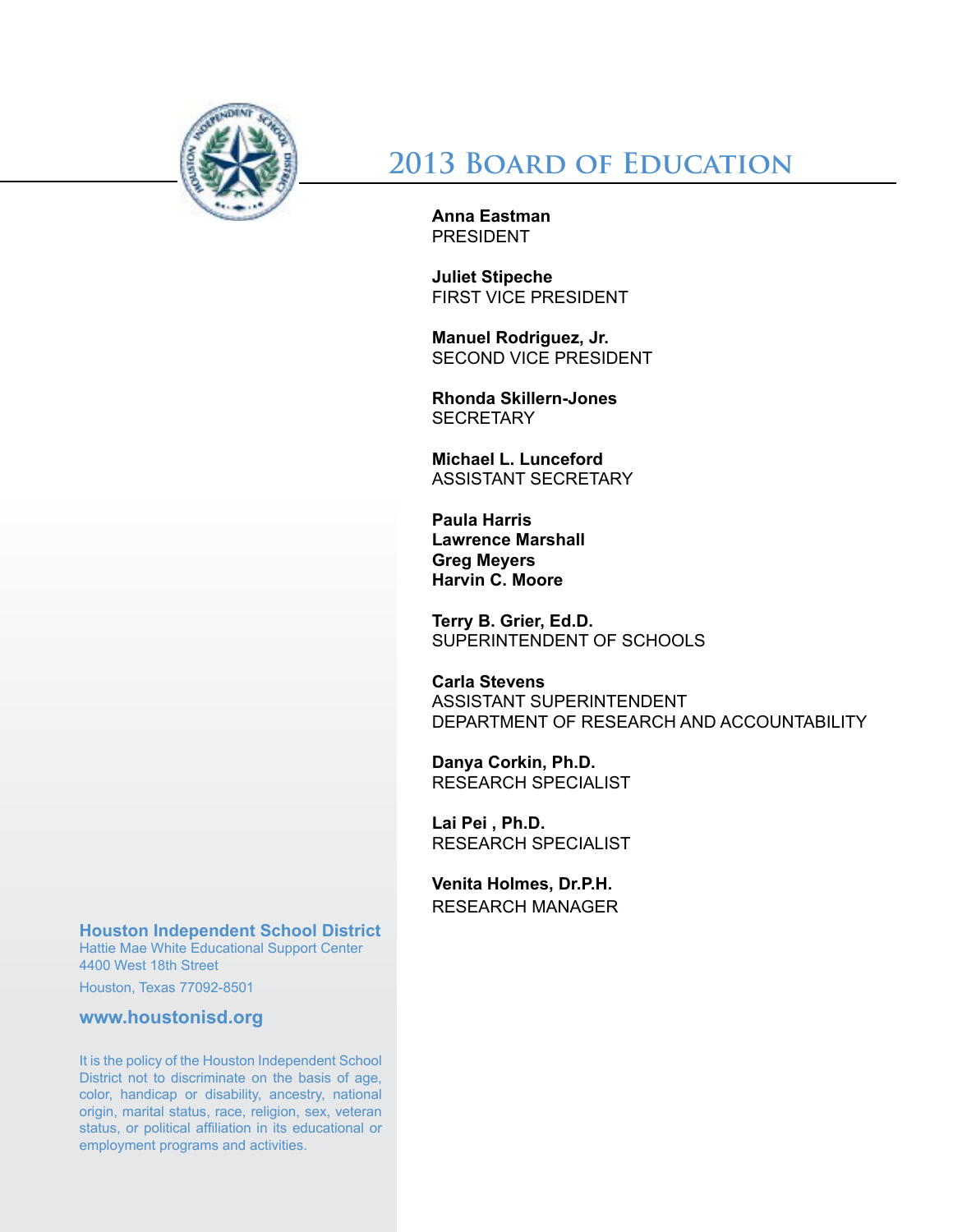# 2013 Board of Education

**Anna Eastman**
PRESIDENT

**Juliet Stipeche**
FIRST VICE PRESIDENT

**Manuel Rodriguez, Jr.**
SECOND VICE PRESIDENT

**Rhonda Skillern-Jones**
SECRETARY

**Michael L. Lunceford**
ASSISTANT SECRETARY

**Paula Harris**
**Lawrence Marshall**
**Greg Meyers**
**Harvin C. Moore**

**Terry B. Grier, Ed.D.**
SUPERINTENDENT OF SCHOOLS

**Carla Stevens**
ASSISTANT SUPERINTENDENT
DEPARTMENT OF RESEARCH AND ACCOUNTABILITY

**Danya Corkin, Ph.D.**
RESEARCH SPECIALIST

**Lai Pei , Ph.D.**
RESEARCH SPECIALIST

**Venita Holmes, Dr.P.H.**
RESEARCH MANAGER

**Houston Independent School District**
Hattie Mae White Educational Support Center
4400 West 18th Street
Houston, Texas 77092-8501

**www.houstonisd.org**

It is the policy of the Houston Independent School District not to discriminate on the basis of age, color, handicap or disability, ancestry, national origin, marital status, race, religion, sex, veteran status, or political affiliation in its educational or employment programs and activities.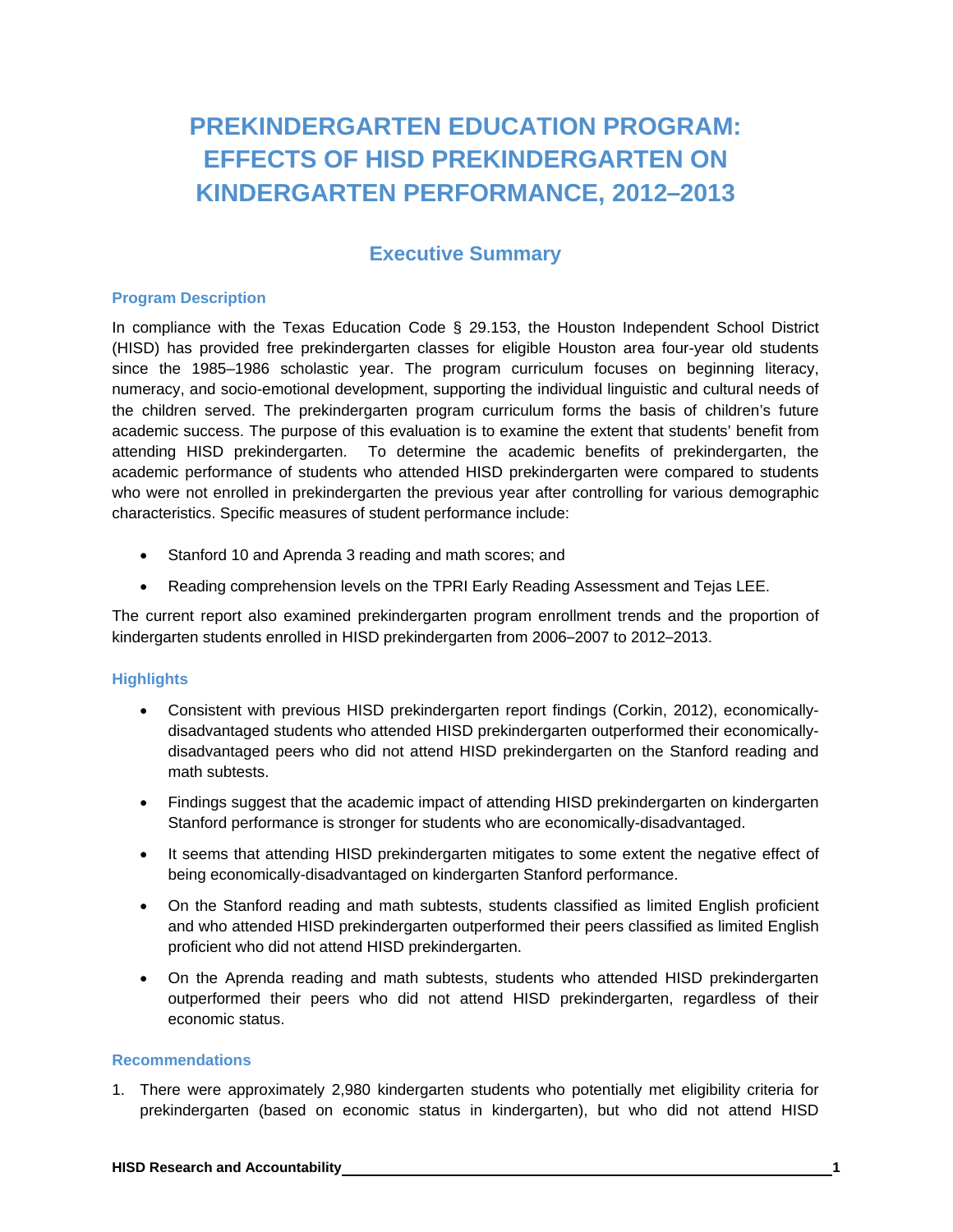# PREKINDERGARTEN EDUCATION PROGRAM: EFFECTS OF HISD PREKINDERGARTEN ON KINDERGARTEN PERFORMANCE, 2012–2013

## Executive Summary

### Program Description

In compliance with the Texas Education Code § 29.153, the Houston Independent School District (HISD) has provided free prekindergarten classes for eligible Houston area four-year old students since the 1985–1986 scholastic year. The program curriculum focuses on beginning literacy, numeracy, and socio-emotional development, supporting the individual linguistic and cultural needs of the children served. The prekindergarten program curriculum forms the basis of children's future academic success. The purpose of this evaluation is to examine the extent that students' benefit from attending HISD prekindergarten. To determine the academic benefits of prekindergarten, the academic performance of students who attended HISD prekindergarten were compared to students who were not enrolled in prekindergarten the previous year after controlling for various demographic characteristics. Specific measures of student performance include:

- Stanford 10 and Aprenda 3 reading and math scores; and
- Reading comprehension levels on the TPRI Early Reading Assessment and Tejas LEE.

The current report also examined prekindergarten program enrollment trends and the proportion of kindergarten students enrolled in HISD prekindergarten from 2006–2007 to 2012–2013.

### Highlights

- Consistent with previous HISD prekindergarten report findings (Corkin, 2012), economically-disadvantaged students who attended HISD prekindergarten outperformed their economically-disadvantaged peers who did not attend HISD prekindergarten on the Stanford reading and math subtests.
- Findings suggest that the academic impact of attending HISD prekindergarten on kindergarten Stanford performance is stronger for students who are economically-disadvantaged.
- It seems that attending HISD prekindergarten mitigates to some extent the negative effect of being economically-disadvantaged on kindergarten Stanford performance.
- On the Stanford reading and math subtests, students classified as limited English proficient and who attended HISD prekindergarten outperformed their peers classified as limited English proficient who did not attend HISD prekindergarten.
- On the Aprenda reading and math subtests, students who attended HISD prekindergarten outperformed their peers who did not attend HISD prekindergarten, regardless of their economic status.

### Recommendations

1. There were approximately 2,980 kindergarten students who potentially met eligibility criteria for prekindergarten (based on economic status in kindergarten), but who did not attend HISD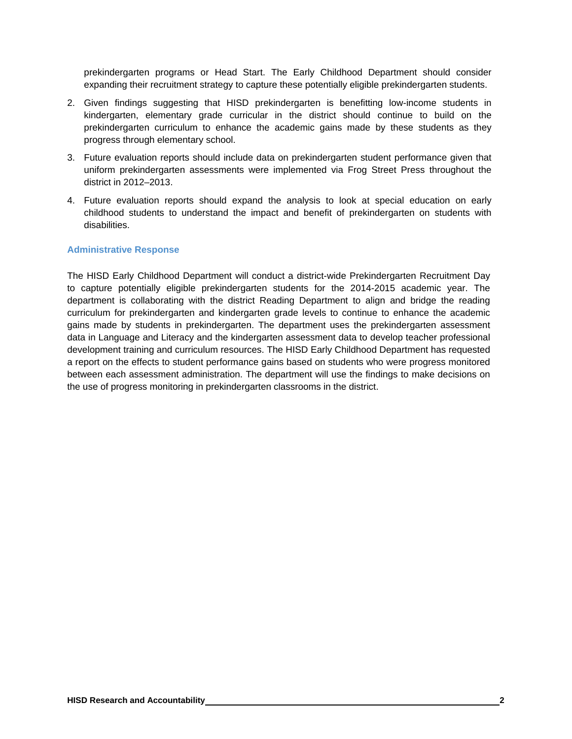prekindergarten programs or Head Start. The Early Childhood Department should consider expanding their recruitment strategy to capture these potentially eligible prekindergarten students.

2. Given findings suggesting that HISD prekindergarten is benefitting low-income students in kindergarten, elementary grade curricular in the district should continue to build on the prekindergarten curriculum to enhance the academic gains made by these students as they progress through elementary school.
3. Future evaluation reports should include data on prekindergarten student performance given that uniform prekindergarten assessments were implemented via Frog Street Press throughout the district in 2012–2013.
4. Future evaluation reports should expand the analysis to look at special education on early childhood students to understand the impact and benefit of prekindergarten on students with disabilities.

### Administrative Response

The HISD Early Childhood Department will conduct a district-wide Prekindergarten Recruitment Day to capture potentially eligible prekindergarten students for the 2014-2015 academic year. The department is collaborating with the district Reading Department to align and bridge the reading curriculum for prekindergarten and kindergarten grade levels to continue to enhance the academic gains made by students in prekindergarten. The department uses the prekindergarten assessment data in Language and Literacy and the kindergarten assessment data to develop teacher professional development training and curriculum resources. The HISD Early Childhood Department has requested a report on the effects to student performance gains based on students who were progress monitored between each assessment administration. The department will use the findings to make decisions on the use of progress monitoring in prekindergarten classrooms in the district.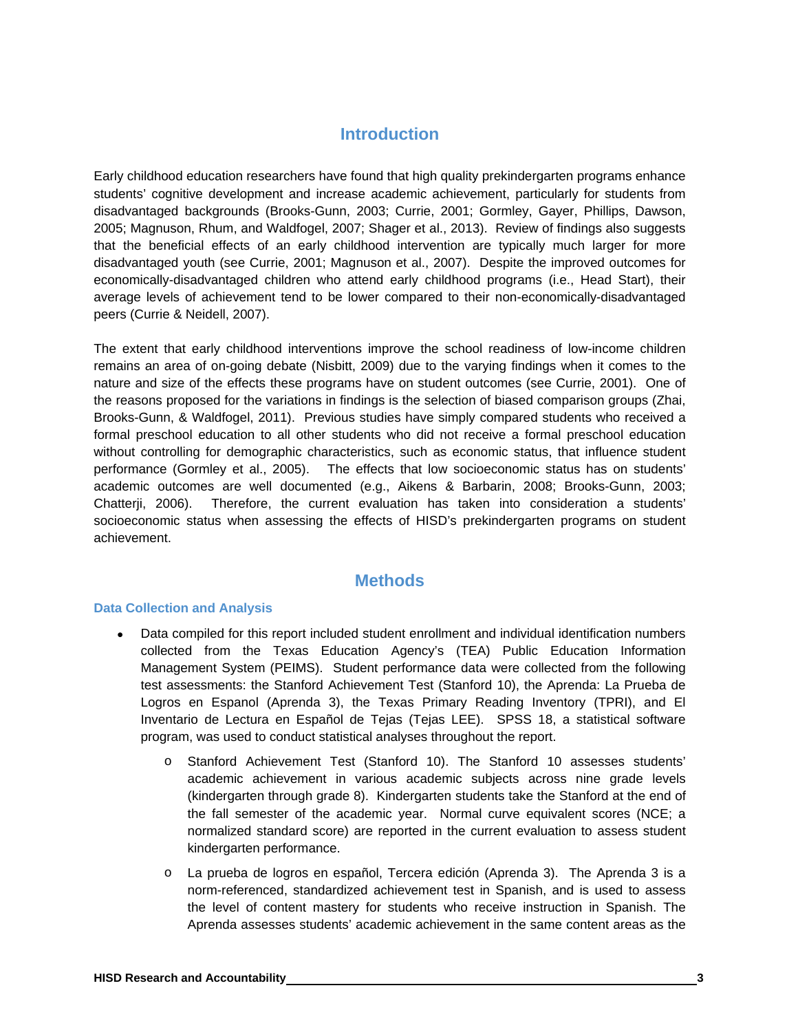# Introduction

Early childhood education researchers have found that high quality prekindergarten programs enhance students' cognitive development and increase academic achievement, particularly for students from disadvantaged backgrounds (Brooks-Gunn, 2003; Currie, 2001; Gormley, Gayer, Phillips, Dawson, 2005; Magnuson, Rhum, and Waldfogel, 2007; Shager et al., 2013). Review of findings also suggests that the beneficial effects of an early childhood intervention are typically much larger for more disadvantaged youth (see Currie, 2001; Magnuson et al., 2007). Despite the improved outcomes for economically-disadvantaged children who attend early childhood programs (i.e., Head Start), their average levels of achievement tend to be lower compared to their non-economically-disadvantaged peers (Currie & Neidell, 2007).

The extent that early childhood interventions improve the school readiness of low-income children remains an area of on-going debate (Nisbitt, 2009) due to the varying findings when it comes to the nature and size of the effects these programs have on student outcomes (see Currie, 2001). One of the reasons proposed for the variations in findings is the selection of biased comparison groups (Zhai, Brooks-Gunn, & Waldfogel, 2011). Previous studies have simply compared students who received a formal preschool education to all other students who did not receive a formal preschool education without controlling for demographic characteristics, such as economic status, that influence student performance (Gormley et al., 2005). The effects that low socioeconomic status has on students' academic outcomes are well documented (e.g., Aikens & Barbarin, 2008; Brooks-Gunn, 2003; Chatterji, 2006). Therefore, the current evaluation has taken into consideration a students' socioeconomic status when assessing the effects of HISD's prekindergarten programs on student achievement.

# Methods

## Data Collection and Analysis

- Data compiled for this report included student enrollment and individual identification numbers collected from the Texas Education Agency's (TEA) Public Education Information Management System (PEIMS). Student performance data were collected from the following test assessments: the Stanford Achievement Test (Stanford 10), the Aprenda: La Prueba de Logros en Espanol (Aprenda 3), the Texas Primary Reading Inventory (TPRI), and El Inventario de Lectura en Español de Tejas (Tejas LEE). SPSS 18, a statistical software program, was used to conduct statistical analyses throughout the report.
  - Stanford Achievement Test (Stanford 10). The Stanford 10 assesses students' academic achievement in various academic subjects across nine grade levels (kindergarten through grade 8). Kindergarten students take the Stanford at the end of the fall semester of the academic year. Normal curve equivalent scores (NCE; a normalized standard score) are reported in the current evaluation to assess student kindergarten performance.
  - La prueba de logros en español, Tercera edición (Aprenda 3). The Aprenda 3 is a norm-referenced, standardized achievement test in Spanish, and is used to assess the level of content mastery for students who receive instruction in Spanish. The Aprenda assesses students' academic achievement in the same content areas as the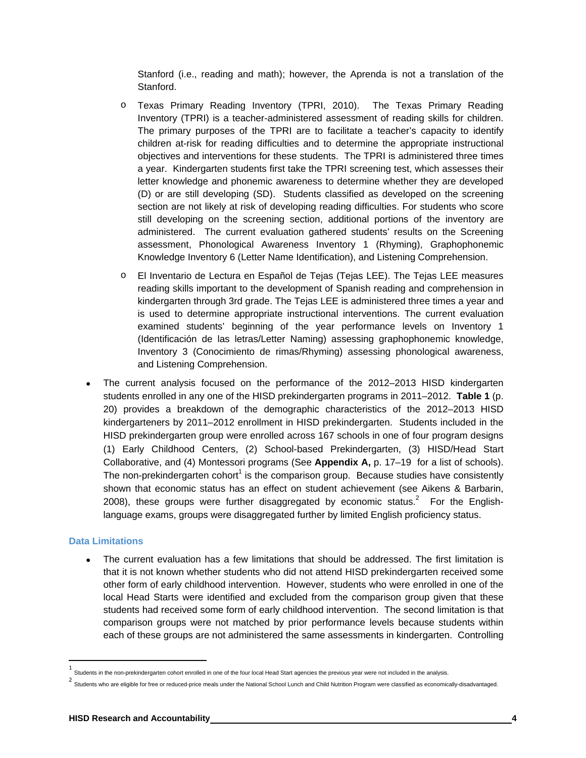Stanford (i.e., reading and math); however, the Aprenda is not a translation of the Stanford.

- Texas Primary Reading Inventory (TPRI, 2010). The Texas Primary Reading Inventory (TPRI) is a teacher-administered assessment of reading skills for children. The primary purposes of the TPRI are to facilitate a teacher's capacity to identify children at-risk for reading difficulties and to determine the appropriate instructional objectives and interventions for these students. The TPRI is administered three times a year. Kindergarten students first take the TPRI screening test, which assesses their letter knowledge and phonemic awareness to determine whether they are developed (D) or are still developing (SD). Students classified as developed on the screening section are not likely at risk of developing reading difficulties. For students who score still developing on the screening section, additional portions of the inventory are administered. The current evaluation gathered students' results on the Screening assessment, Phonological Awareness Inventory 1 (Rhyming), Graphophonemic Knowledge Inventory 6 (Letter Name Identification), and Listening Comprehension.

- El Inventario de Lectura en Español de Tejas (Tejas LEE). The Tejas LEE measures reading skills important to the development of Spanish reading and comprehension in kindergarten through 3rd grade. The Tejas LEE is administered three times a year and is used to determine appropriate instructional interventions. The current evaluation examined students' beginning of the year performance levels on Inventory 1 (Identificación de las letras/Letter Naming) assessing graphophonemic knowledge, Inventory 3 (Conocimiento de rimas/Rhyming) assessing phonological awareness, and Listening Comprehension.

- The current analysis focused on the performance of the 2012–2013 HISD kindergarten students enrolled in any one of the HISD prekindergarten programs in 2011–2012. **Table 1** (p. 20) provides a breakdown of the demographic characteristics of the 2012–2013 HISD kindergarteners by 2011–2012 enrollment in HISD prekindergarten. Students included in the HISD prekindergarten group were enrolled across 167 schools in one of four program designs (1) Early Childhood Centers, (2) School-based Prekindergarten, (3) HISD/Head Start Collaborative, and (4) Montessori programs (See **Appendix A,** p. 17–19 for a list of schools). The non-prekindergarten cohort[1] is the comparison group. Because studies have consistently shown that economic status has an effect on student achievement (see Aikens & Barbarin, 2008), these groups were further disaggregated by economic status.[2] For the English-language exams, groups were disaggregated further by limited English proficiency status.

### Data Limitations

- The current evaluation has a few limitations that should be addressed. The first limitation is that it is not known whether students who did not attend HISD prekindergarten received some other form of early childhood intervention. However, students who were enrolled in one of the local Head Starts were identified and excluded from the comparison group given that these students had received some form of early childhood intervention. The second limitation is that comparison groups were not matched by prior performance levels because students within each of these groups are not administered the same assessments in kindergarten. Controlling

---

[1] Students in the non-prekindergarten cohort enrolled in one of the four local Head Start agencies the previous year were not included in the analysis.

[2] Students who are eligible for free or reduced-price meals under the National School Lunch and Child Nutrition Program were classified as economically-disadvantaged.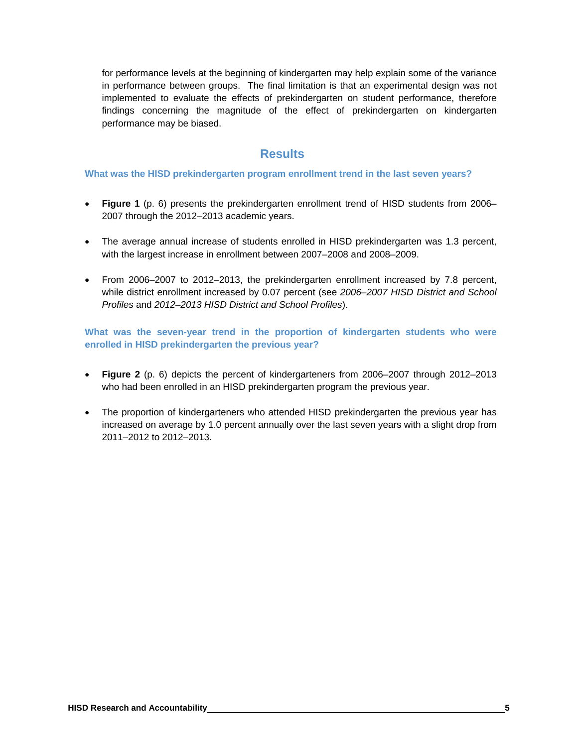for performance levels at the beginning of kindergarten may help explain some of the variance in performance between groups. The final limitation is that an experimental design was not implemented to evaluate the effects of prekindergarten on student performance, therefore findings concerning the magnitude of the effect of prekindergarten on kindergarten performance may be biased.

## Results

### What was the HISD prekindergarten program enrollment trend in the last seven years?

- **Figure 1** (p. 6) presents the prekindergarten enrollment trend of HISD students from 2006–2007 through the 2012–2013 academic years.
- The average annual increase of students enrolled in HISD prekindergarten was 1.3 percent, with the largest increase in enrollment between 2007–2008 and 2008–2009.
- From 2006–2007 to 2012–2013, the prekindergarten enrollment increased by 7.8 percent, while district enrollment increased by 0.07 percent (see *2006–2007 HISD District and School Profiles* and *2012–2013 HISD District and School Profiles*).

### What was the seven-year trend in the proportion of kindergarten students who were enrolled in HISD prekindergarten the previous year?

- **Figure 2** (p. 6) depicts the percent of kindergarteners from 2006–2007 through 2012–2013 who had been enrolled in an HISD prekindergarten program the previous year.
- The proportion of kindergarteners who attended HISD prekindergarten the previous year has increased on average by 1.0 percent annually over the last seven years with a slight drop from 2011–2012 to 2012–2013.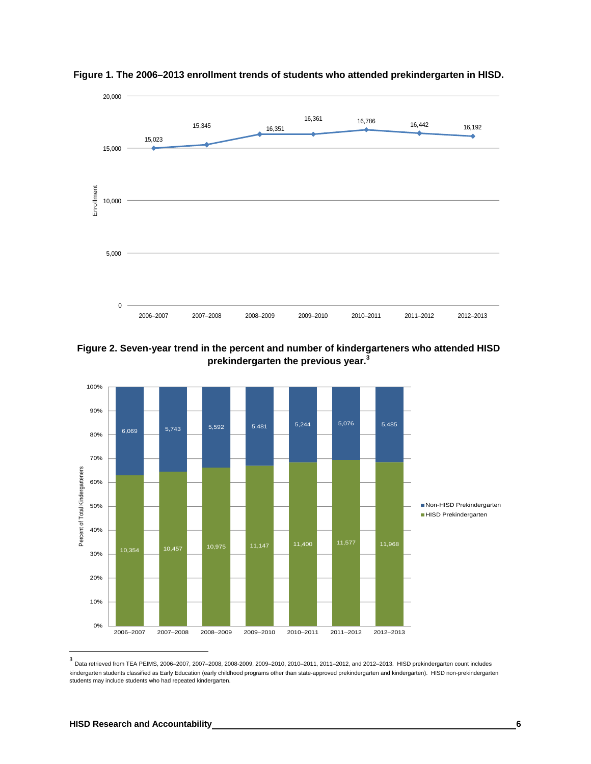**Figure 1. The 2006–2013 enrollment trends of students who attended prekindergarten in HISD.**

| Year | Enrollment |
|---|---|
| 2006–2007 | 15,023 |
| 2007–2008 | 15,345 |
| 2008–2009 | 16,351 |
| 2009–2010 | 16,361 |
| 2010–2011 | 16,786 |
| 2011–2012 | 16,442 |
| 2012–2013 | 16,192 |

**Figure 2. Seven-year trend in the percent and number of kindergarteners who attended HISD prekindergarten the previous year.**[3]

| Year | HISD Prekindergarten | Non-HISD Prekindergarten |
|---|---|---|
| 2006–2007 | 10,354 | 6,069 |
| 2007–2008 | 10,457 | 5,743 |
| 2008–2009 | 10,975 | 5,592 |
| 2009–2010 | 11,147 | 5,481 |
| 2010–2011 | 11,400 | 5,244 |
| 2011–2012 | 11,577 | 5,076 |
| 2012–2013 | 11,968 | 5,485 |

[3] Data retrieved from TEA PEIMS, 2006–2007, 2007–2008, 2008-2009, 2009–2010, 2010–2011, 2011–2012, and 2012–2013. HISD prekindergarten count includes kindergarten students classified as Early Education (early childhood programs other than state-approved prekindergarten and kindergarten). HISD non-prekindergarten students may include students who had repeated kindergarten.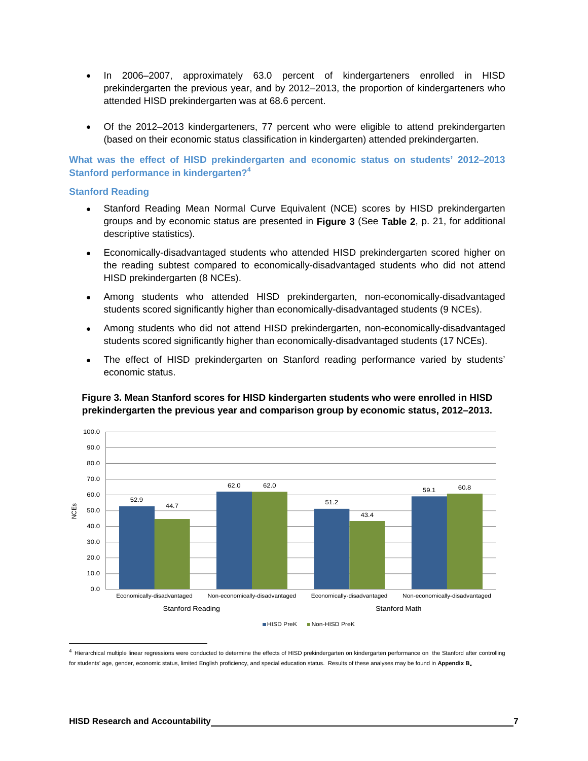- In 2006–2007, approximately 63.0 percent of kindergarteners enrolled in HISD prekindergarten the previous year, and by 2012–2013, the proportion of kindergarteners who attended HISD prekindergarten was at 68.6 percent.
- Of the 2012–2013 kindergarteners, 77 percent who were eligible to attend prekindergarten (based on their economic status classification in kindergarten) attended prekindergarten.

## What was the effect of HISD prekindergarten and economic status on students' 2012–2013 Stanford performance in kindergarten?[4]

### Stanford Reading

- Stanford Reading Mean Normal Curve Equivalent (NCE) scores by HISD prekindergarten groups and by economic status are presented in **Figure 3** (See **Table 2**, p. 21, for additional descriptive statistics).
- Economically-disadvantaged students who attended HISD prekindergarten scored higher on the reading subtest compared to economically-disadvantaged students who did not attend HISD prekindergarten (8 NCEs).
- Among students who attended HISD prekindergarten, non-economically-disadvantaged students scored significantly higher than economically-disadvantaged students (9 NCEs).
- Among students who did not attend HISD prekindergarten, non-economically-disadvantaged students scored significantly higher than economically-disadvantaged students (17 NCEs).
- The effect of HISD prekindergarten on Stanford reading performance varied by students' economic status.

**Figure 3. Mean Stanford scores for HISD kindergarten students who were enrolled in HISD prekindergarten the previous year and comparison group by economic status, 2012–2013.**

| Subtest | Group | HISD PreK | Non-HISD PreK |
|---|---|---|---|
| Stanford Reading | Economically-disadvantaged | 52.9 | 44.7 |
| Stanford Reading | Non-economically-disadvantaged | 62.0 | 62.0 |
| Stanford Math | Economically-disadvantaged | 51.2 | 43.4 |
| Stanford Math | Non-economically-disadvantaged | 59.1 | 60.8 |

[4] Hierarchical multiple linear regressions were conducted to determine the effects of HISD prekindergarten on kindergarten performance on the Stanford after controlling for students' age, gender, economic status, limited English proficiency, and special education status. Results of these analyses may be found in **Appendix B**.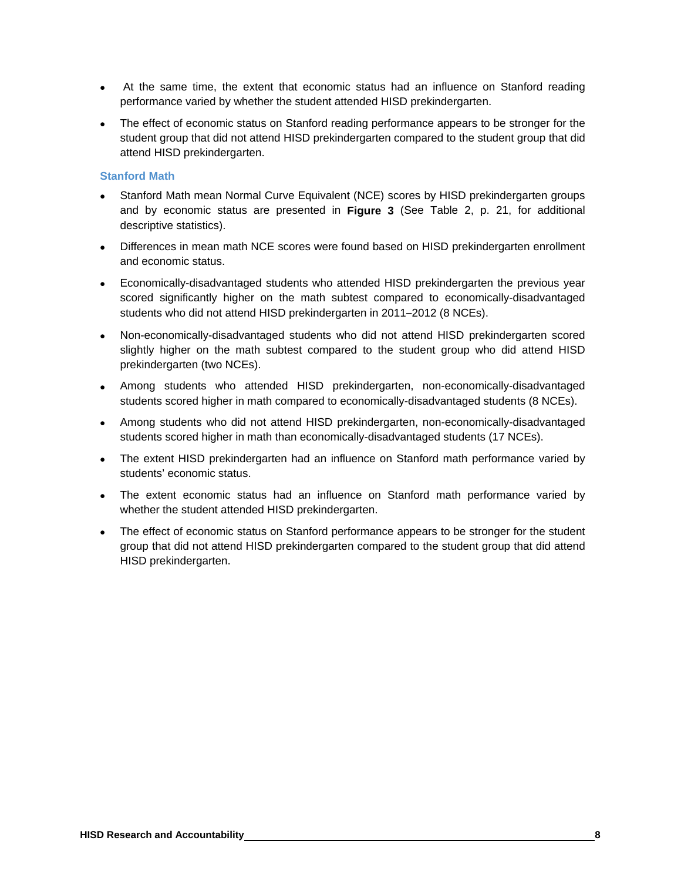- At the same time, the extent that economic status had an influence on Stanford reading performance varied by whether the student attended HISD prekindergarten.
- The effect of economic status on Stanford reading performance appears to be stronger for the student group that did not attend HISD prekindergarten compared to the student group that did attend HISD prekindergarten.

### Stanford Math

- Stanford Math mean Normal Curve Equivalent (NCE) scores by HISD prekindergarten groups and by economic status are presented in **Figure 3** (See Table 2, p. 21, for additional descriptive statistics).
- Differences in mean math NCE scores were found based on HISD prekindergarten enrollment and economic status.
- Economically-disadvantaged students who attended HISD prekindergarten the previous year scored significantly higher on the math subtest compared to economically-disadvantaged students who did not attend HISD prekindergarten in 2011–2012 (8 NCEs).
- Non-economically-disadvantaged students who did not attend HISD prekindergarten scored slightly higher on the math subtest compared to the student group who did attend HISD prekindergarten (two NCEs).
- Among students who attended HISD prekindergarten, non-economically-disadvantaged students scored higher in math compared to economically-disadvantaged students (8 NCEs).
- Among students who did not attend HISD prekindergarten, non-economically-disadvantaged students scored higher in math than economically-disadvantaged students (17 NCEs).
- The extent HISD prekindergarten had an influence on Stanford math performance varied by students' economic status.
- The extent economic status had an influence on Stanford math performance varied by whether the student attended HISD prekindergarten.
- The effect of economic status on Stanford performance appears to be stronger for the student group that did not attend HISD prekindergarten compared to the student group that did attend HISD prekindergarten.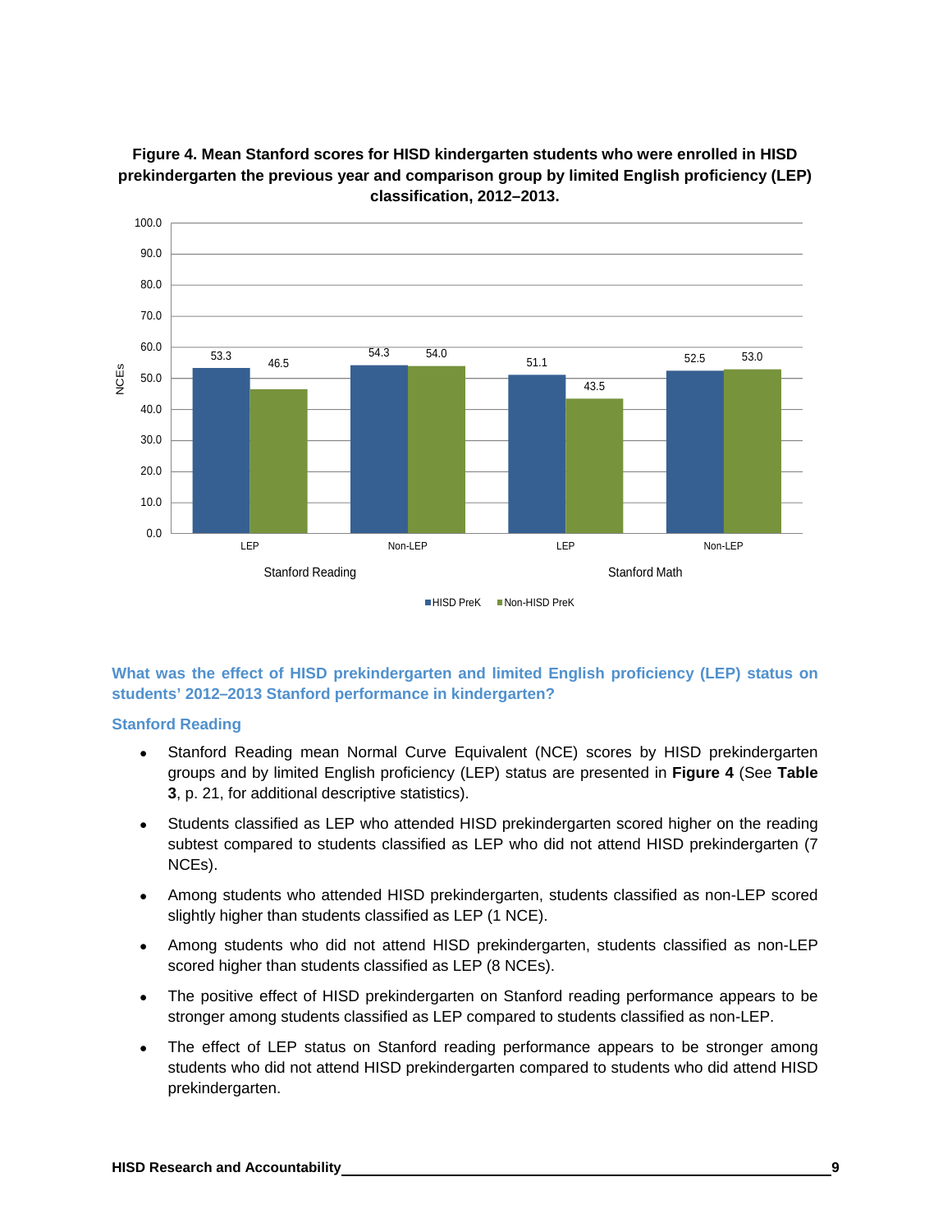**Figure 4. Mean Stanford scores for HISD kindergarten students who were enrolled in HISD prekindergarten the previous year and comparison group by limited English proficiency (LEP) classification, 2012–2013.**

| | | HISD PreK | Non-HISD PreK |
|---|---|---|---|
| Stanford Reading | LEP | 53.3 | 46.5 |
| | Non-LEP | 54.3 | 54.0 |
| Stanford Math | LEP | 51.1 | 43.5 |
| | Non-LEP | 52.5 | 53.0 |

### What was the effect of HISD prekindergarten and limited English proficiency (LEP) status on students' 2012–2013 Stanford performance in kindergarten?

#### Stanford Reading

- Stanford Reading mean Normal Curve Equivalent (NCE) scores by HISD prekindergarten groups and by limited English proficiency (LEP) status are presented in **Figure 4** (See **Table 3**, p. 21, for additional descriptive statistics).
- Students classified as LEP who attended HISD prekindergarten scored higher on the reading subtest compared to students classified as LEP who did not attend HISD prekindergarten (7 NCEs).
- Among students who attended HISD prekindergarten, students classified as non-LEP scored slightly higher than students classified as LEP (1 NCE).
- Among students who did not attend HISD prekindergarten, students classified as non-LEP scored higher than students classified as LEP (8 NCEs).
- The positive effect of HISD prekindergarten on Stanford reading performance appears to be stronger among students classified as LEP compared to students classified as non-LEP.
- The effect of LEP status on Stanford reading performance appears to be stronger among students who did not attend HISD prekindergarten compared to students who did attend HISD prekindergarten.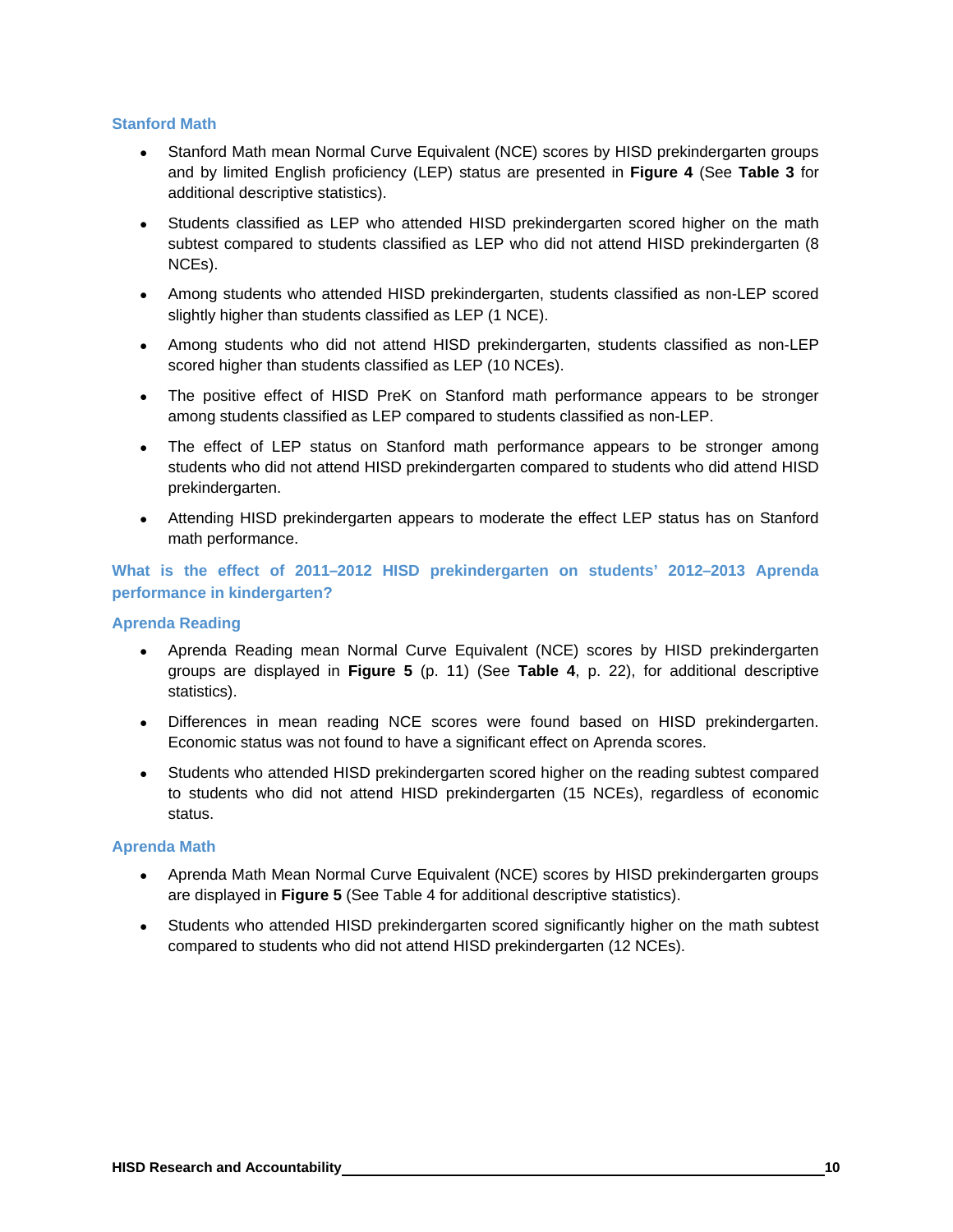### Stanford Math

- Stanford Math mean Normal Curve Equivalent (NCE) scores by HISD prekindergarten groups and by limited English proficiency (LEP) status are presented in **Figure 4** (See **Table 3** for additional descriptive statistics).
- Students classified as LEP who attended HISD prekindergarten scored higher on the math subtest compared to students classified as LEP who did not attend HISD prekindergarten (8 NCEs).
- Among students who attended HISD prekindergarten, students classified as non-LEP scored slightly higher than students classified as LEP (1 NCE).
- Among students who did not attend HISD prekindergarten, students classified as non-LEP scored higher than students classified as LEP (10 NCEs).
- The positive effect of HISD PreK on Stanford math performance appears to be stronger among students classified as LEP compared to students classified as non-LEP.
- The effect of LEP status on Stanford math performance appears to be stronger among students who did not attend HISD prekindergarten compared to students who did attend HISD prekindergarten.
- Attending HISD prekindergarten appears to moderate the effect LEP status has on Stanford math performance.

## What is the effect of 2011–2012 HISD prekindergarten on students' 2012–2013 Aprenda performance in kindergarten?

### Aprenda Reading

- Aprenda Reading mean Normal Curve Equivalent (NCE) scores by HISD prekindergarten groups are displayed in **Figure 5** (p. 11) (See **Table 4**, p. 22), for additional descriptive statistics).
- Differences in mean reading NCE scores were found based on HISD prekindergarten. Economic status was not found to have a significant effect on Aprenda scores.
- Students who attended HISD prekindergarten scored higher on the reading subtest compared to students who did not attend HISD prekindergarten (15 NCEs), regardless of economic status.

### Aprenda Math

- Aprenda Math Mean Normal Curve Equivalent (NCE) scores by HISD prekindergarten groups are displayed in **Figure 5** (See Table 4 for additional descriptive statistics).
- Students who attended HISD prekindergarten scored significantly higher on the math subtest compared to students who did not attend HISD prekindergarten (12 NCEs).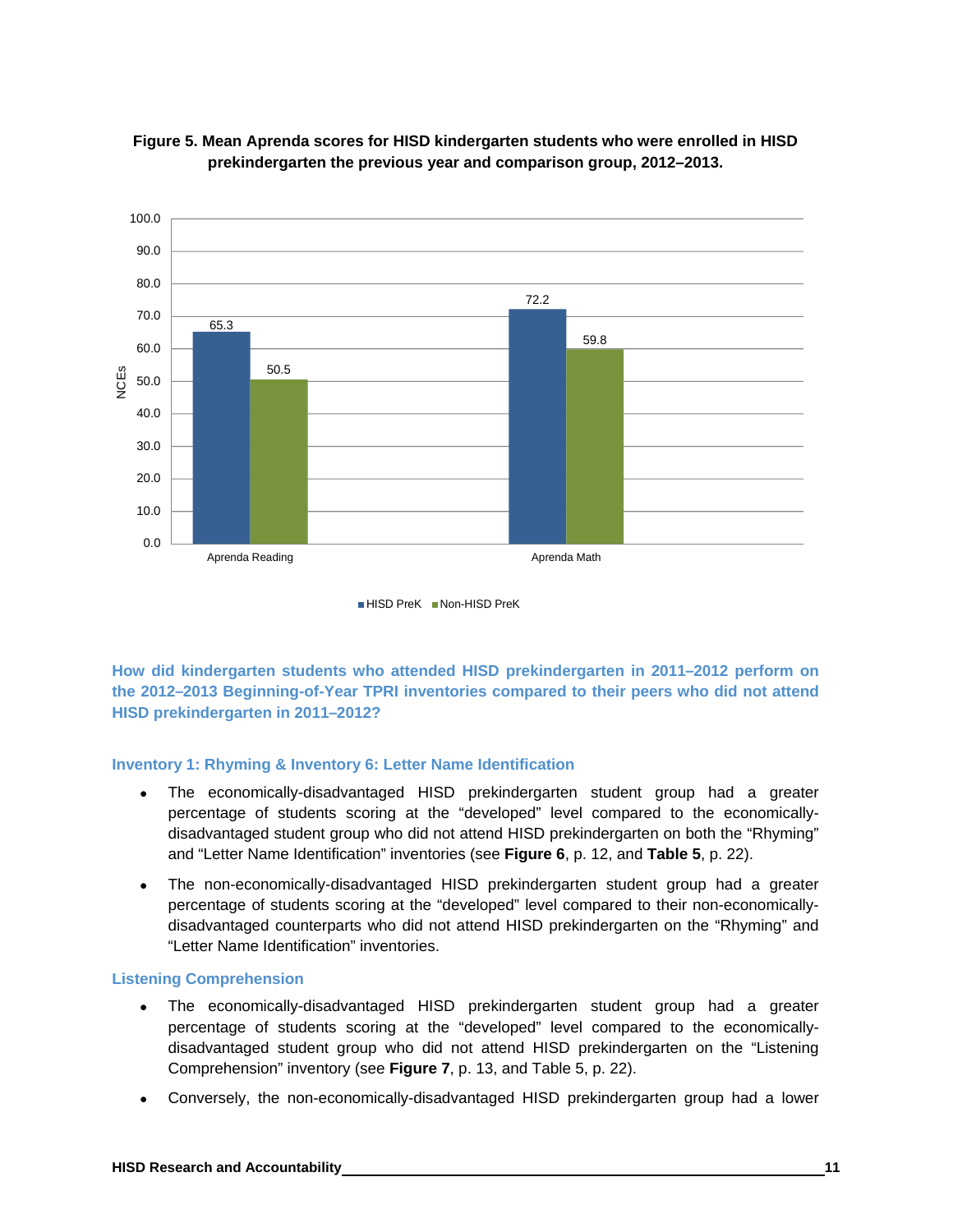**Figure 5. Mean Aprenda scores for HISD kindergarten students who were enrolled in HISD prekindergarten the previous year and comparison group, 2012–2013.**

| | HISD PreK | Non-HISD PreK |
|---|---|---|
| Aprenda Reading | 65.3 | 50.5 |
| Aprenda Math | 72.2 | 59.8 |

### How did kindergarten students who attended HISD prekindergarten in 2011–2012 perform on the 2012–2013 Beginning-of-Year TPRI inventories compared to their peers who did not attend HISD prekindergarten in 2011–2012?

#### Inventory 1: Rhyming & Inventory 6: Letter Name Identification

- The economically-disadvantaged HISD prekindergarten student group had a greater percentage of students scoring at the "developed" level compared to the economically-disadvantaged student group who did not attend HISD prekindergarten on both the "Rhyming" and "Letter Name Identification" inventories (see **Figure 6**, p. 12, and **Table 5**, p. 22).
- The non-economically-disadvantaged HISD prekindergarten student group had a greater percentage of students scoring at the "developed" level compared to their non-economically-disadvantaged counterparts who did not attend HISD prekindergarten on the "Rhyming" and "Letter Name Identification" inventories.

#### Listening Comprehension

- The economically-disadvantaged HISD prekindergarten student group had a greater percentage of students scoring at the "developed" level compared to the economically-disadvantaged student group who did not attend HISD prekindergarten on the "Listening Comprehension" inventory (see **Figure 7**, p. 13, and Table 5, p. 22).
- Conversely, the non-economically-disadvantaged HISD prekindergarten group had a lower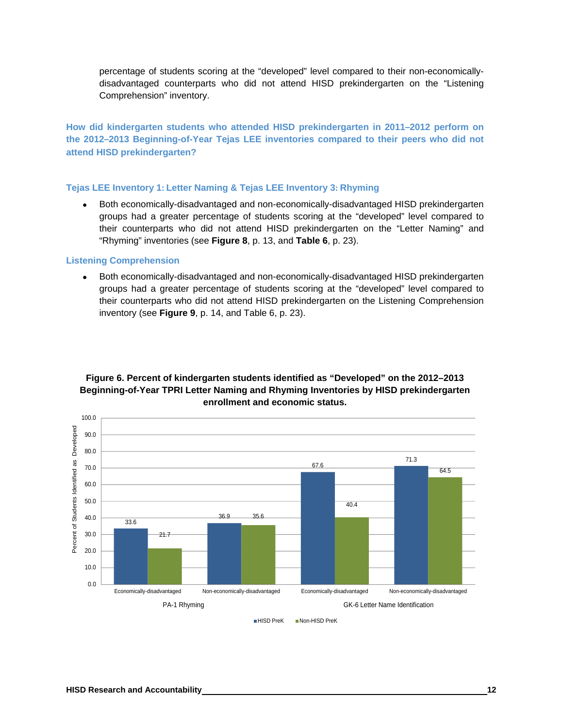percentage of students scoring at the "developed" level compared to their non-economically-disadvantaged counterparts who did not attend HISD prekindergarten on the "Listening Comprehension" inventory.

## How did kindergarten students who attended HISD prekindergarten in 2011–2012 perform on the 2012–2013 Beginning-of-Year Tejas LEE inventories compared to their peers who did not attend HISD prekindergarten?

### Tejas LEE Inventory 1: Letter Naming & Tejas LEE Inventory 3: Rhyming

- Both economically-disadvantaged and non-economically-disadvantaged HISD prekindergarten groups had a greater percentage of students scoring at the "developed" level compared to their counterparts who did not attend HISD prekindergarten on the "Letter Naming" and "Rhyming" inventories (see **Figure 8**, p. 13, and **Table 6**, p. 23).

### Listening Comprehension

- Both economically-disadvantaged and non-economically-disadvantaged HISD prekindergarten groups had a greater percentage of students scoring at the "developed" level compared to their counterparts who did not attend HISD prekindergarten on the Listening Comprehension inventory (see **Figure 9**, p. 14, and Table 6, p. 23).

**Figure 6. Percent of kindergarten students identified as "Developed" on the 2012–2013 Beginning-of-Year TPRI Letter Naming and Rhyming Inventories by HISD prekindergarten enrollment and economic status.**

| Inventory | Group | HISD PreK | Non-HISD PreK |
|---|---|---|---|
| PA-1 Rhyming | Economically-disadvantaged | 33.6 | 21.7 |
| PA-1 Rhyming | Non-economically-disadvantaged | 36.9 | 35.6 |
| GK-6 Letter Name Identification | Economically-disadvantaged | 67.6 | 40.4 |
| GK-6 Letter Name Identification | Non-economically-disadvantaged | 71.3 | 64.5 |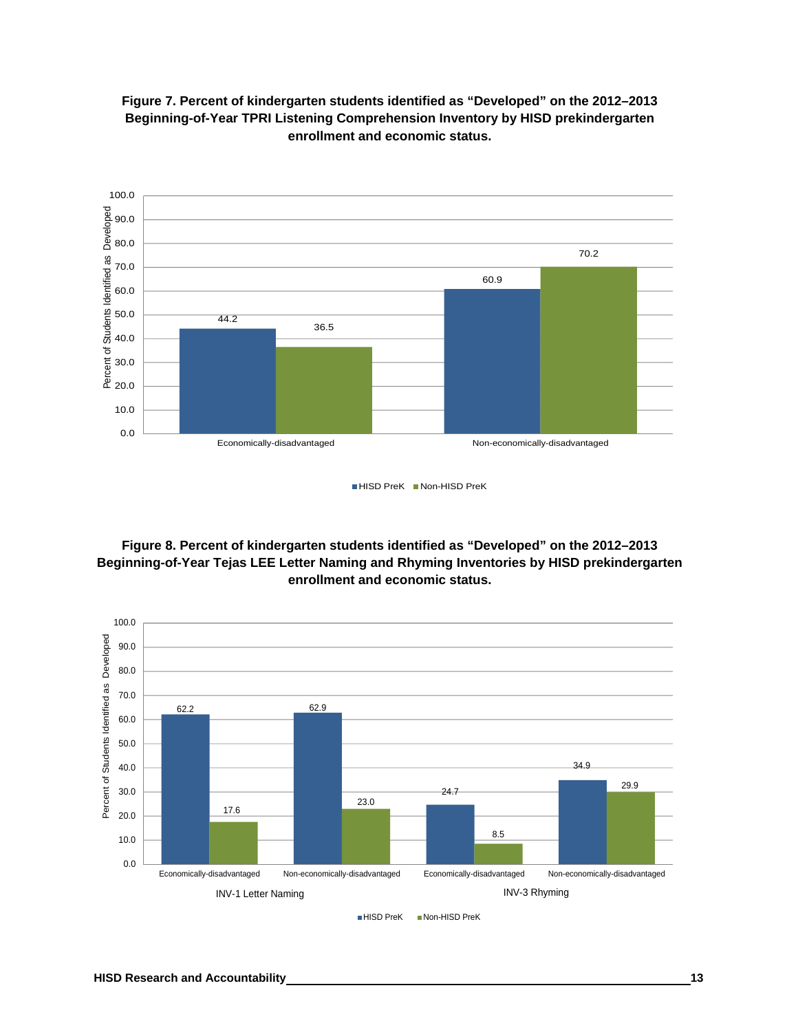**Figure 7. Percent of kindergarten students identified as "Developed" on the 2012–2013 Beginning-of-Year TPRI Listening Comprehension Inventory by HISD prekindergarten enrollment and economic status.**

| | HISD PreK | Non-HISD PreK |
|---|---|---|
| Economically-disadvantaged | 44.2 | 36.5 |
| Non-economically-disadvantaged | 60.9 | 70.2 |

**Figure 8. Percent of kindergarten students identified as "Developed" on the 2012–2013 Beginning-of-Year Tejas LEE Letter Naming and Rhyming Inventories by HISD prekindergarten enrollment and economic status.**

| Inventory | Group | HISD PreK | Non-HISD PreK |
|---|---|---|---|
| INV-1 Letter Naming | Economically-disadvantaged | 62.2 | 17.6 |
| INV-1 Letter Naming | Non-economically-disadvantaged | 62.9 | 23.0 |
| INV-3 Rhyming | Economically-disadvantaged | 24.7 | 8.5 |
| INV-3 Rhyming | Non-economically-disadvantaged | 34.9 | 29.9 |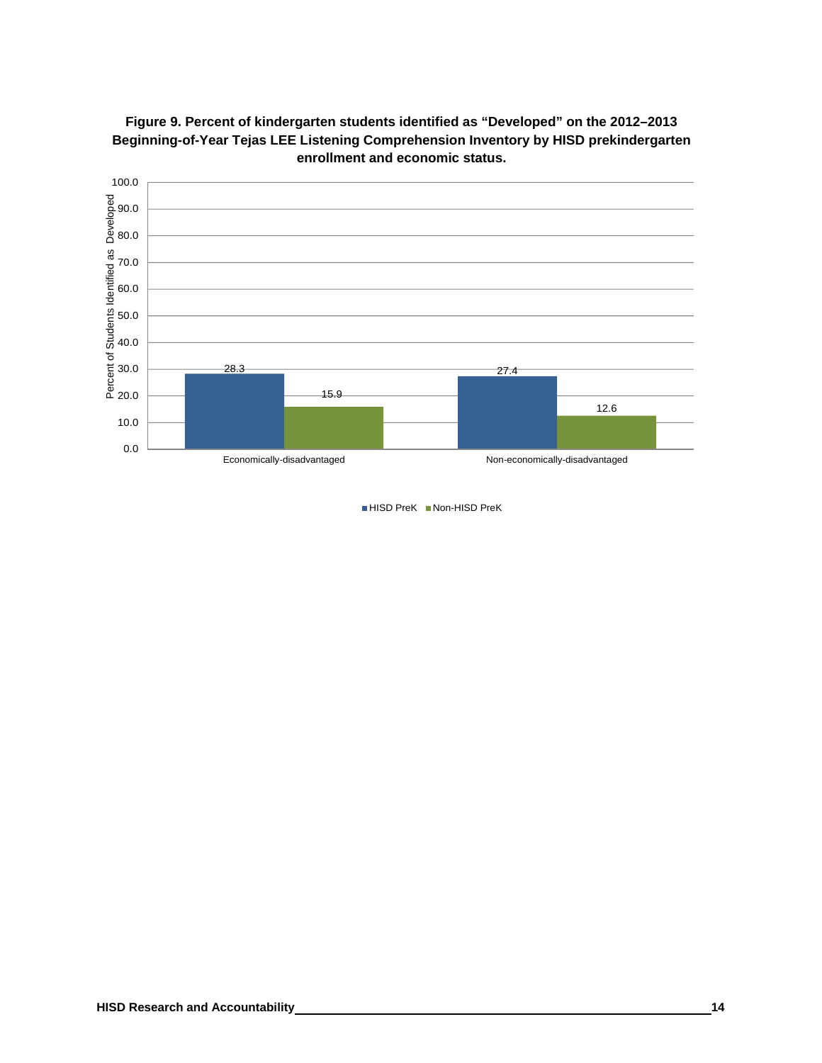**Figure 9. Percent of kindergarten students identified as "Developed" on the 2012–2013 Beginning-of-Year Tejas LEE Listening Comprehension Inventory by HISD prekindergarten enrollment and economic status.**

| | HISD PreK | Non-HISD PreK |
|---|---|---|
| Economically-disadvantaged | 28.3 | 15.9 |
| Non-economically-disadvantaged | 27.4 | 12.6 |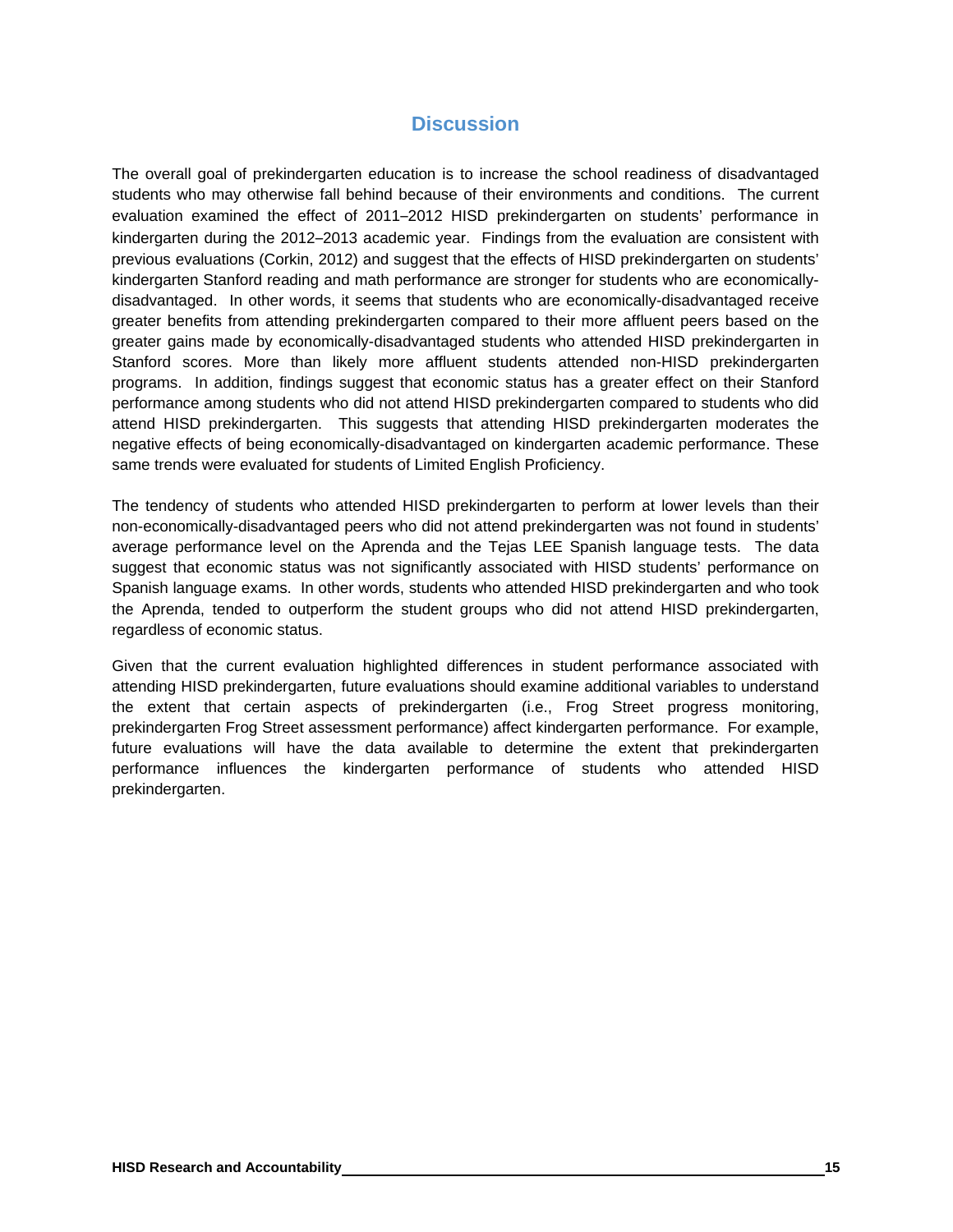## Discussion

The overall goal of prekindergarten education is to increase the school readiness of disadvantaged students who may otherwise fall behind because of their environments and conditions. The current evaluation examined the effect of 2011–2012 HISD prekindergarten on students' performance in kindergarten during the 2012–2013 academic year. Findings from the evaluation are consistent with previous evaluations (Corkin, 2012) and suggest that the effects of HISD prekindergarten on students' kindergarten Stanford reading and math performance are stronger for students who are economically-disadvantaged. In other words, it seems that students who are economically-disadvantaged receive greater benefits from attending prekindergarten compared to their more affluent peers based on the greater gains made by economically-disadvantaged students who attended HISD prekindergarten in Stanford scores. More than likely more affluent students attended non-HISD prekindergarten programs. In addition, findings suggest that economic status has a greater effect on their Stanford performance among students who did not attend HISD prekindergarten compared to students who did attend HISD prekindergarten. This suggests that attending HISD prekindergarten moderates the negative effects of being economically-disadvantaged on kindergarten academic performance. These same trends were evaluated for students of Limited English Proficiency.

The tendency of students who attended HISD prekindergarten to perform at lower levels than their non-economically-disadvantaged peers who did not attend prekindergarten was not found in students' average performance level on the Aprenda and the Tejas LEE Spanish language tests. The data suggest that economic status was not significantly associated with HISD students' performance on Spanish language exams. In other words, students who attended HISD prekindergarten and who took the Aprenda, tended to outperform the student groups who did not attend HISD prekindergarten, regardless of economic status.

Given that the current evaluation highlighted differences in student performance associated with attending HISD prekindergarten, future evaluations should examine additional variables to understand the extent that certain aspects of prekindergarten (i.e., Frog Street progress monitoring, prekindergarten Frog Street assessment performance) affect kindergarten performance. For example, future evaluations will have the data available to determine the extent that prekindergarten performance influences the kindergarten performance of students who attended HISD prekindergarten.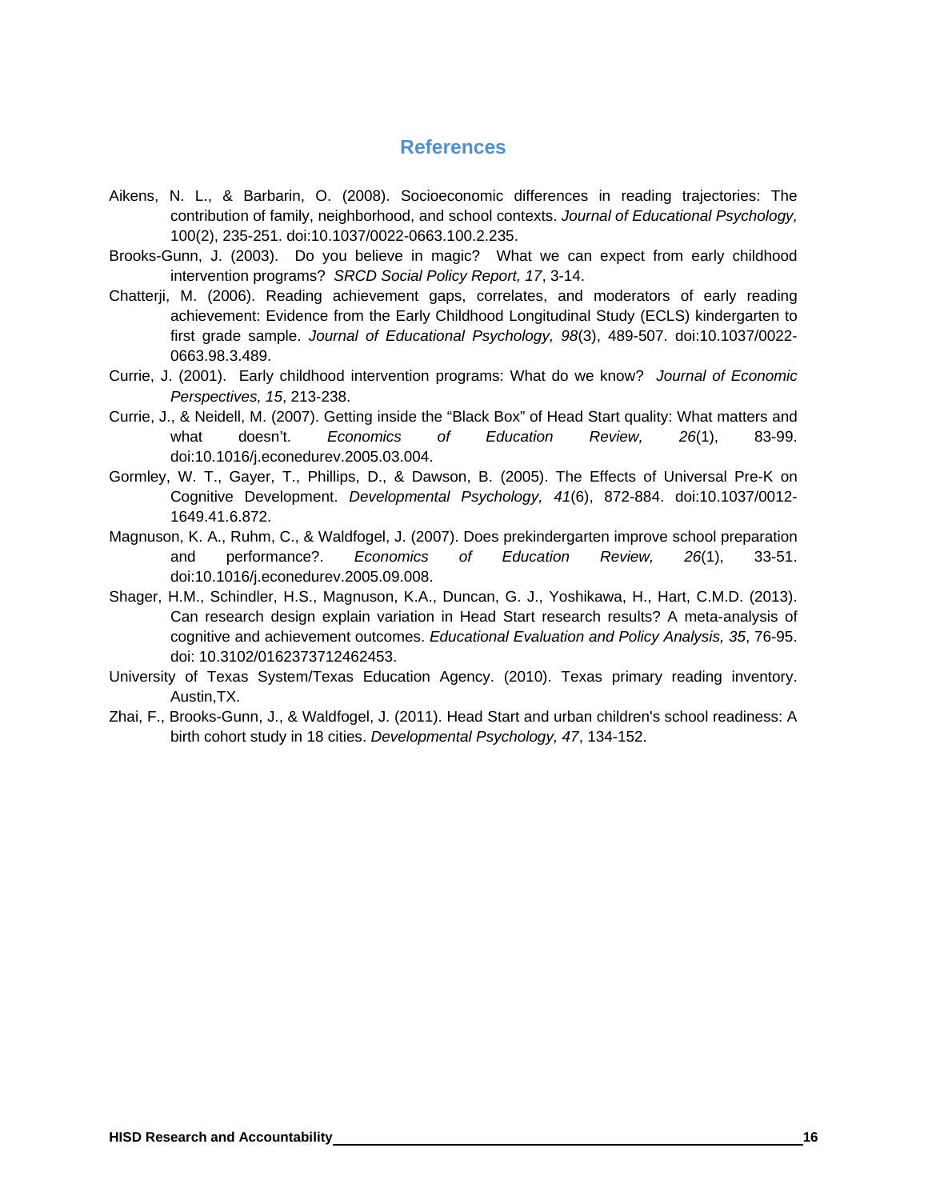# References

Aikens, N. L., & Barbarin, O. (2008). Socioeconomic differences in reading trajectories: The contribution of family, neighborhood, and school contexts. *Journal of Educational Psychology,* 100(2), 235-251. doi:10.1037/0022-0663.100.2.235.

Brooks-Gunn, J. (2003). Do you believe in magic? What we can expect from early childhood intervention programs? *SRCD Social Policy Report, 17*, 3-14.

Chatterji, M. (2006). Reading achievement gaps, correlates, and moderators of early reading achievement: Evidence from the Early Childhood Longitudinal Study (ECLS) kindergarten to first grade sample. *Journal of Educational Psychology, 98*(3), 489-507. doi:10.1037/0022-0663.98.3.489.

Currie, J. (2001). Early childhood intervention programs: What do we know? *Journal of Economic Perspectives, 15*, 213-238.

Currie, J., & Neidell, M. (2007). Getting inside the "Black Box" of Head Start quality: What matters and what doesn't. *Economics of Education Review, 26*(1), 83-99. doi:10.1016/j.econedurev.2005.03.004.

Gormley, W. T., Gayer, T., Phillips, D., & Dawson, B. (2005). The Effects of Universal Pre-K on Cognitive Development. *Developmental Psychology, 41*(6), 872-884. doi:10.1037/0012-1649.41.6.872.

Magnuson, K. A., Ruhm, C., & Waldfogel, J. (2007). Does prekindergarten improve school preparation and performance?. *Economics of Education Review, 26*(1), 33-51. doi:10.1016/j.econedurev.2005.09.008.

Shager, H.M., Schindler, H.S., Magnuson, K.A., Duncan, G. J., Yoshikawa, H., Hart, C.M.D. (2013). Can research design explain variation in Head Start research results? A meta-analysis of cognitive and achievement outcomes. *Educational Evaluation and Policy Analysis, 35*, 76-95. doi: 10.3102/0162373712462453.

University of Texas System/Texas Education Agency. (2010). Texas primary reading inventory. Austin,TX.

Zhai, F., Brooks-Gunn, J., & Waldfogel, J. (2011). Head Start and urban children's school readiness: A birth cohort study in 18 cities. *Developmental Psychology, 47*, 134-152.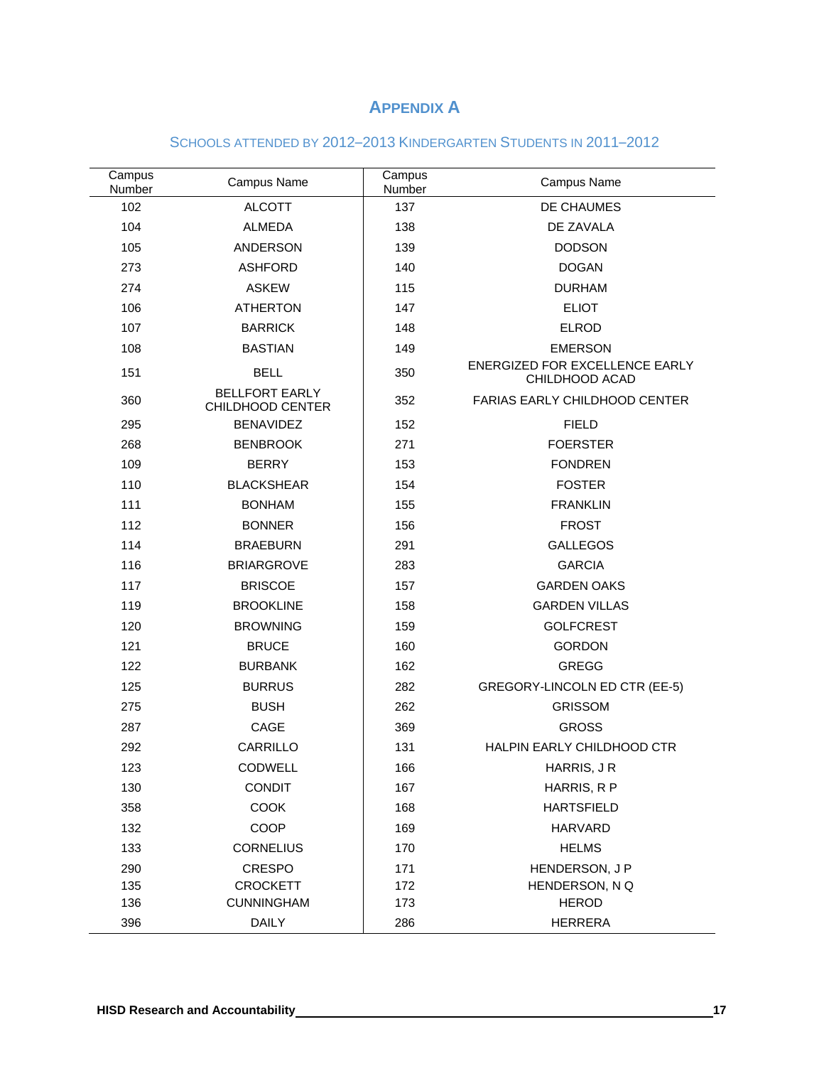# APPENDIX A

## SCHOOLS ATTENDED BY 2012–2013 KINDERGARTEN STUDENTS IN 2011–2012

| Campus Number | Campus Name | Campus Number | Campus Name |
|---|---|---|---|
| 102 | ALCOTT | 137 | DE CHAUMES |
| 104 | ALMEDA | 138 | DE ZAVALA |
| 105 | ANDERSON | 139 | DODSON |
| 273 | ASHFORD | 140 | DOGAN |
| 274 | ASKEW | 115 | DURHAM |
| 106 | ATHERTON | 147 | ELIOT |
| 107 | BARRICK | 148 | ELROD |
| 108 | BASTIAN | 149 | EMERSON |
| 151 | BELL | 350 | ENERGIZED FOR EXCELLENCE EARLY CHILDHOOD ACAD |
| 360 | BELLFORT EARLY CHILDHOOD CENTER | 352 | FARIAS EARLY CHILDHOOD CENTER |
| 295 | BENAVIDEZ | 152 | FIELD |
| 268 | BENBROOK | 271 | FOERSTER |
| 109 | BERRY | 153 | FONDREN |
| 110 | BLACKSHEAR | 154 | FOSTER |
| 111 | BONHAM | 155 | FRANKLIN |
| 112 | BONNER | 156 | FROST |
| 114 | BRAEBURN | 291 | GALLEGOS |
| 116 | BRIARGROVE | 283 | GARCIA |
| 117 | BRISCOE | 157 | GARDEN OAKS |
| 119 | BROOKLINE | 158 | GARDEN VILLAS |
| 120 | BROWNING | 159 | GOLFCREST |
| 121 | BRUCE | 160 | GORDON |
| 122 | BURBANK | 162 | GREGG |
| 125 | BURRUS | 282 | GREGORY-LINCOLN ED CTR (EE-5) |
| 275 | BUSH | 262 | GRISSOM |
| 287 | CAGE | 369 | GROSS |
| 292 | CARRILLO | 131 | HALPIN EARLY CHILDHOOD CTR |
| 123 | CODWELL | 166 | HARRIS, J R |
| 130 | CONDIT | 167 | HARRIS, R P |
| 358 | COOK | 168 | HARTSFIELD |
| 132 | COOP | 169 | HARVARD |
| 133 | CORNELIUS | 170 | HELMS |
| 290 | CRESPO | 171 | HENDERSON, J P |
| 135 | CROCKETT | 172 | HENDERSON, N Q |
| 136 | CUNNINGHAM | 173 | HEROD |
| 396 | DAILY | 286 | HERRERA |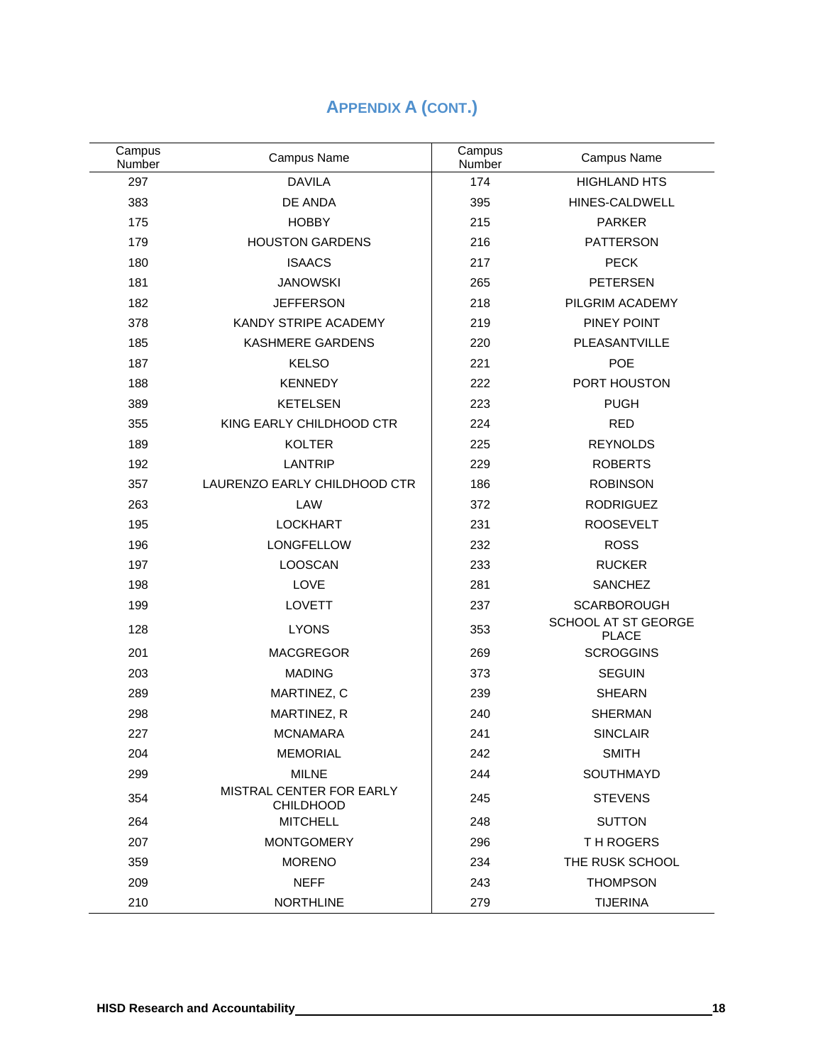## APPENDIX A (CONT.)

| Campus Number | Campus Name | Campus Number | Campus Name |
|---|---|---|---|
| 297 | DAVILA | 174 | HIGHLAND HTS |
| 383 | DE ANDA | 395 | HINES-CALDWELL |
| 175 | HOBBY | 215 | PARKER |
| 179 | HOUSTON GARDENS | 216 | PATTERSON |
| 180 | ISAACS | 217 | PECK |
| 181 | JANOWSKI | 265 | PETERSEN |
| 182 | JEFFERSON | 218 | PILGRIM ACADEMY |
| 378 | KANDY STRIPE ACADEMY | 219 | PINEY POINT |
| 185 | KASHMERE GARDENS | 220 | PLEASANTVILLE |
| 187 | KELSO | 221 | POE |
| 188 | KENNEDY | 222 | PORT HOUSTON |
| 389 | KETELSEN | 223 | PUGH |
| 355 | KING EARLY CHILDHOOD CTR | 224 | RED |
| 189 | KOLTER | 225 | REYNOLDS |
| 192 | LANTRIP | 229 | ROBERTS |
| 357 | LAURENZO EARLY CHILDHOOD CTR | 186 | ROBINSON |
| 263 | LAW | 372 | RODRIGUEZ |
| 195 | LOCKHART | 231 | ROOSEVELT |
| 196 | LONGFELLOW | 232 | ROSS |
| 197 | LOOSCAN | 233 | RUCKER |
| 198 | LOVE | 281 | SANCHEZ |
| 199 | LOVETT | 237 | SCARBOROUGH |
| 128 | LYONS | 353 | SCHOOL AT ST GEORGE PLACE |
| 201 | MACGREGOR | 269 | SCROGGINS |
| 203 | MADING | 373 | SEGUIN |
| 289 | MARTINEZ, C | 239 | SHEARN |
| 298 | MARTINEZ, R | 240 | SHERMAN |
| 227 | MCNAMARA | 241 | SINCLAIR |
| 204 | MEMORIAL | 242 | SMITH |
| 299 | MILNE | 244 | SOUTHMAYD |
| 354 | MISTRAL CENTER FOR EARLY CHILDHOOD | 245 | STEVENS |
| 264 | MITCHELL | 248 | SUTTON |
| 207 | MONTGOMERY | 296 | T H ROGERS |
| 359 | MORENO | 234 | THE RUSK SCHOOL |
| 209 | NEFF | 243 | THOMPSON |
| 210 | NORTHLINE | 279 | TIJERINA |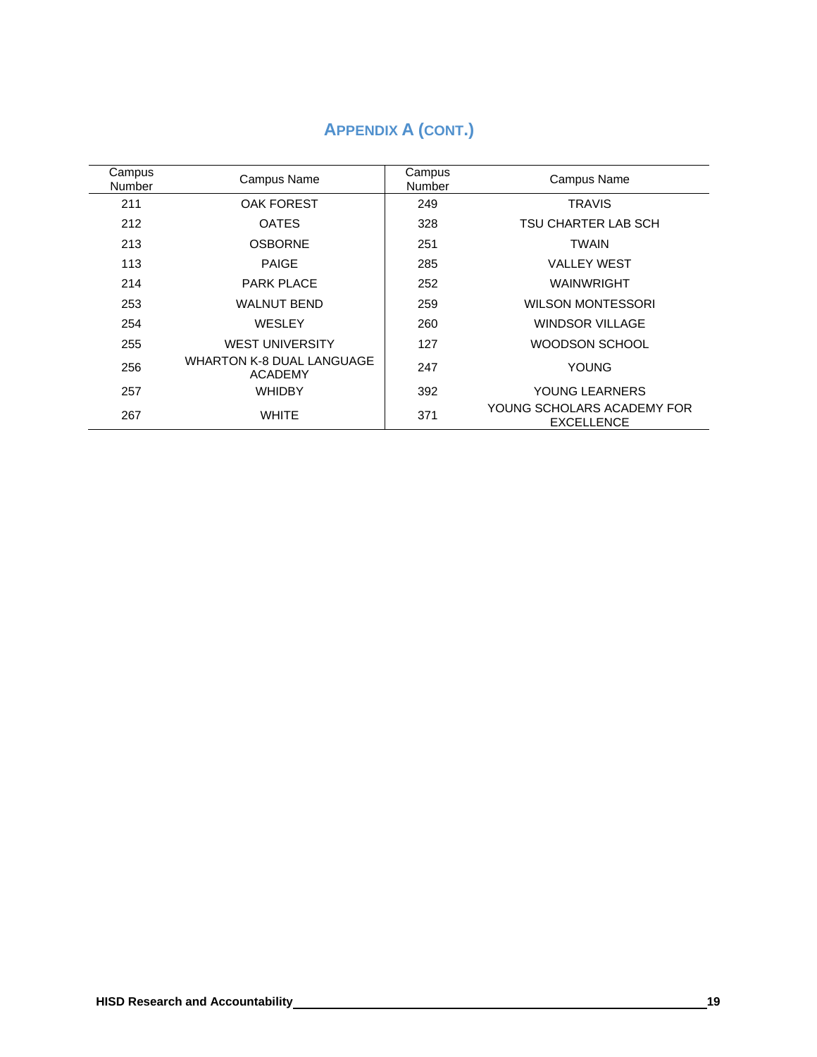## APPENDIX A (CONT.)

| Campus Number | Campus Name | Campus Number | Campus Name |
|---|---|---|---|
| 211 | OAK FOREST | 249 | TRAVIS |
| 212 | OATES | 328 | TSU CHARTER LAB SCH |
| 213 | OSBORNE | 251 | TWAIN |
| 113 | PAIGE | 285 | VALLEY WEST |
| 214 | PARK PLACE | 252 | WAINWRIGHT |
| 253 | WALNUT BEND | 259 | WILSON MONTESSORI |
| 254 | WESLEY | 260 | WINDSOR VILLAGE |
| 255 | WEST UNIVERSITY | 127 | WOODSON SCHOOL |
| 256 | WHARTON K-8 DUAL LANGUAGE ACADEMY | 247 | YOUNG |
| 257 | WHIDBY | 392 | YOUNG LEARNERS |
| 267 | WHITE | 371 | YOUNG SCHOLARS ACADEMY FOR EXCELLENCE |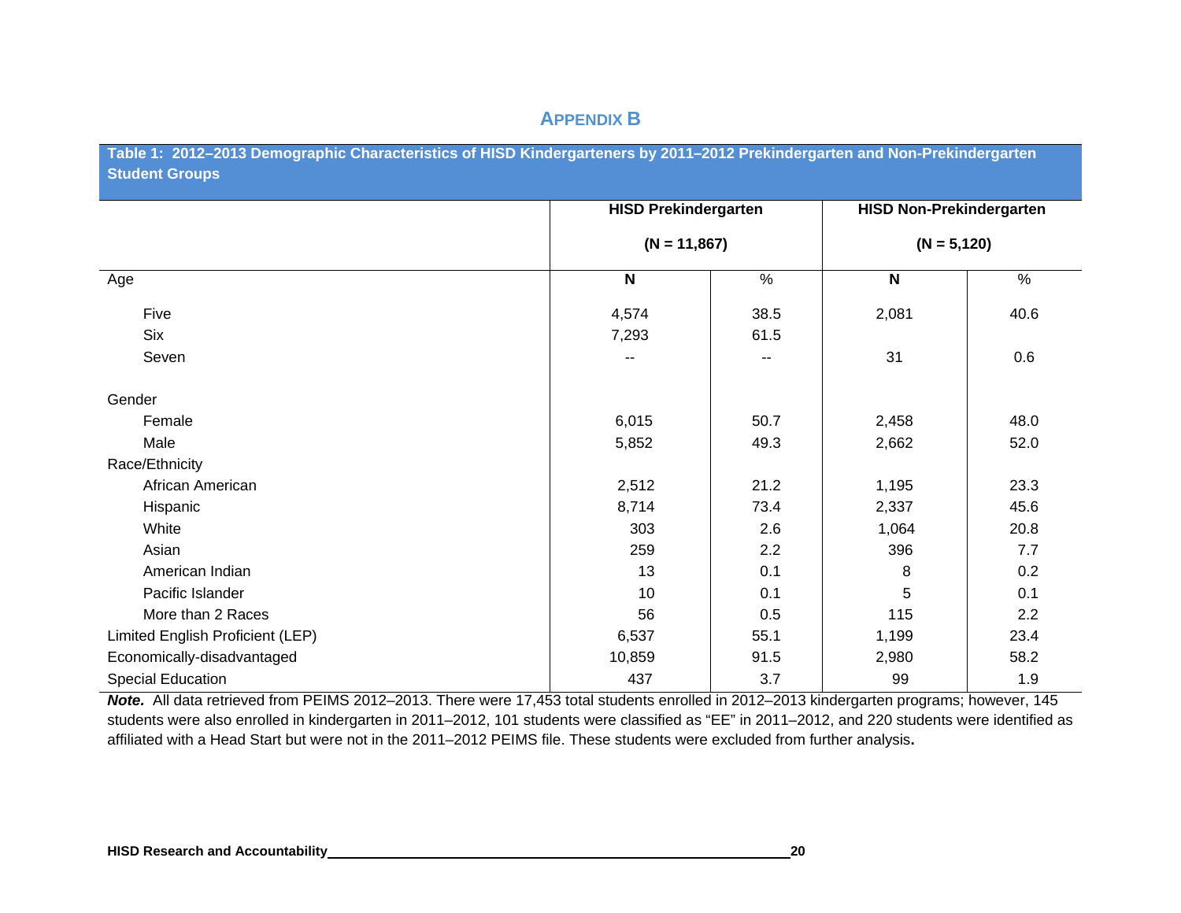# APPENDIX B

**Table 1: 2012–2013 Demographic Characteristics of HISD Kindergarteners by 2011–2012 Prekindergarten and Non-Prekindergarten Student Groups**

| | **HISD Prekindergarten (N = 11,867)** | | **HISD Non-Prekindergarten (N = 5,120)** | |
|---|---|---|---|---|
| Age | **N** | % | **N** | % |
| Five | 4,574 | 38.5 | 2,081 | 40.6 |
| Six | 7,293 | 61.5 | | |
| Seven | -- | -- | 31 | 0.6 |
| Gender | | | | |
| Female | 6,015 | 50.7 | 2,458 | 48.0 |
| Male | 5,852 | 49.3 | 2,662 | 52.0 |
| Race/Ethnicity | | | | |
| African American | 2,512 | 21.2 | 1,195 | 23.3 |
| Hispanic | 8,714 | 73.4 | 2,337 | 45.6 |
| White | 303 | 2.6 | 1,064 | 20.8 |
| Asian | 259 | 2.2 | 396 | 7.7 |
| American Indian | 13 | 0.1 | 8 | 0.2 |
| Pacific Islander | 10 | 0.1 | 5 | 0.1 |
| More than 2 Races | 56 | 0.5 | 115 | 2.2 |
| Limited English Proficient (LEP) | 6,537 | 55.1 | 1,199 | 23.4 |
| Economically-disadvantaged | 10,859 | 91.5 | 2,980 | 58.2 |
| Special Education | 437 | 3.7 | 99 | 1.9 |

***Note.*** All data retrieved from PEIMS 2012–2013. There were 17,453 total students enrolled in 2012–2013 kindergarten programs; however, 145 students were also enrolled in kindergarten in 2011–2012, 101 students were classified as "EE" in 2011–2012, and 220 students were identified as affiliated with a Head Start but were not in the 2011–2012 PEIMS file. These students were excluded from further analysis**.**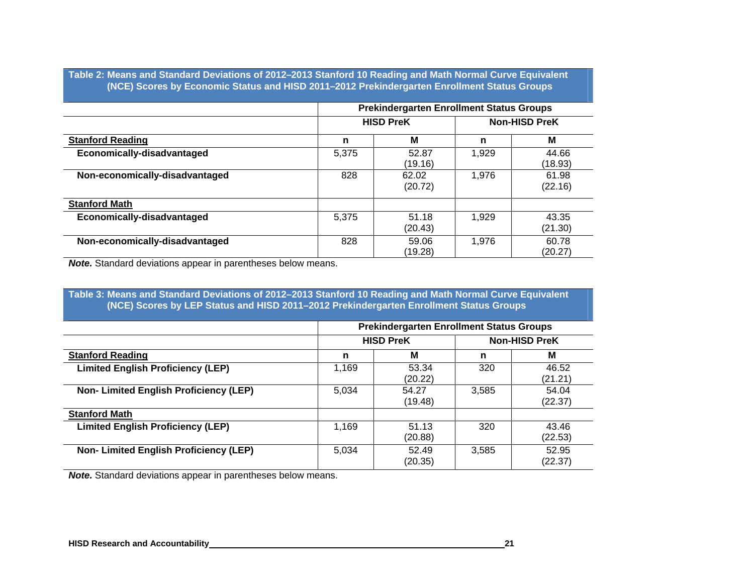**Table 2: Means and Standard Deviations of 2012–2013 Stanford 10 Reading and Math Normal Curve Equivalent (NCE) Scores by Economic Status and HISD 2011–2012 Prekindergarten Enrollment Status Groups**

| | Prekindergarten Enrollment Status Groups | | | |
|---|---|---|---|---|
| | HISD PreK | | Non-HISD PreK | |
| **Stanford Reading** | **n** | **M** | **n** | **M** |
| **Economically-disadvantaged** | 5,375 | 52.87 (19.16) | 1,929 | 44.66 (18.93) |
| **Non-economically-disadvantaged** | 828 | 62.02 (20.72) | 1,976 | 61.98 (22.16) |
| **Stanford Math** | | | | |
| **Economically-disadvantaged** | 5,375 | 51.18 (20.43) | 1,929 | 43.35 (21.30) |
| **Non-economically-disadvantaged** | 828 | 59.06 (19.28) | 1,976 | 60.78 (20.27) |

***Note.*** Standard deviations appear in parentheses below means.

**Table 3: Means and Standard Deviations of 2012–2013 Stanford 10 Reading and Math Normal Curve Equivalent (NCE) Scores by LEP Status and HISD 2011–2012 Prekindergarten Enrollment Status Groups**

| | Prekindergarten Enrollment Status Groups | | | |
|---|---|---|---|---|
| | HISD PreK | | Non-HISD PreK | |
| **Stanford Reading** | **n** | **M** | **n** | **M** |
| **Limited English Proficiency (LEP)** | 1,169 | 53.34 (20.22) | 320 | 46.52 (21.21) |
| **Non- Limited English Proficiency (LEP)** | 5,034 | 54.27 (19.48) | 3,585 | 54.04 (22.37) |
| **Stanford Math** | | | | |
| **Limited English Proficiency (LEP)** | 1,169 | 51.13 (20.88) | 320 | 43.46 (22.53) |
| **Non- Limited English Proficiency (LEP)** | 5,034 | 52.49 (20.35) | 3,585 | 52.95 (22.37) |

***Note.*** Standard deviations appear in parentheses below means.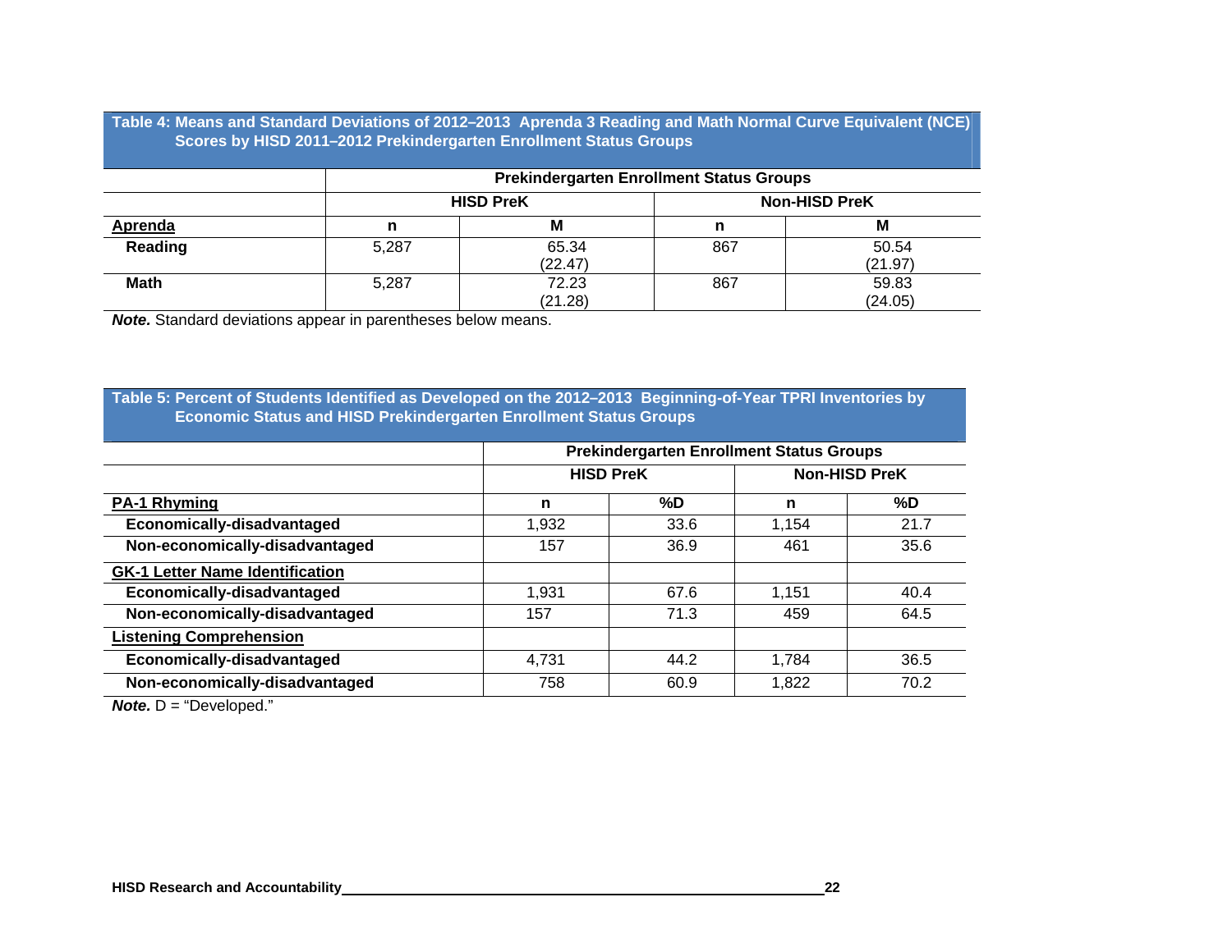**Table 4: Means and Standard Deviations of 2012–2013 Aprenda 3 Reading and Math Normal Curve Equivalent (NCE) Scores by HISD 2011–2012 Prekindergarten Enrollment Status Groups**

| | Prekindergarten Enrollment Status Groups | | | |
|---|---|---|---|---|
| | HISD PreK | | Non-HISD PreK | |
| **Aprenda** | **n** | **M** | **n** | **M** |
| **Reading** | 5,287 | 65.34 (22.47) | 867 | 50.54 (21.97) |
| **Math** | 5,287 | 72.23 (21.28) | 867 | 59.83 (24.05) |

***Note.*** Standard deviations appear in parentheses below means.

**Table 5: Percent of Students Identified as Developed on the 2012–2013 Beginning-of-Year TPRI Inventories by Economic Status and HISD Prekindergarten Enrollment Status Groups**

| | Prekindergarten Enrollment Status Groups | | | |
|---|---|---|---|---|
| | HISD PreK | | Non-HISD PreK | |
| **PA-1 Rhyming** | **n** | **%D** | **n** | **%D** |
| **Economically-disadvantaged** | 1,932 | 33.6 | 1,154 | 21.7 |
| **Non-economically-disadvantaged** | 157 | 36.9 | 461 | 35.6 |
| **GK-1 Letter Name Identification** | | | | |
| **Economically-disadvantaged** | 1,931 | 67.6 | 1,151 | 40.4 |
| **Non-economically-disadvantaged** | 157 | 71.3 | 459 | 64.5 |
| **Listening Comprehension** | | | | |
| **Economically-disadvantaged** | 4,731 | 44.2 | 1,784 | 36.5 |
| **Non-economically-disadvantaged** | 758 | 60.9 | 1,822 | 70.2 |

***Note.*** D = "Developed."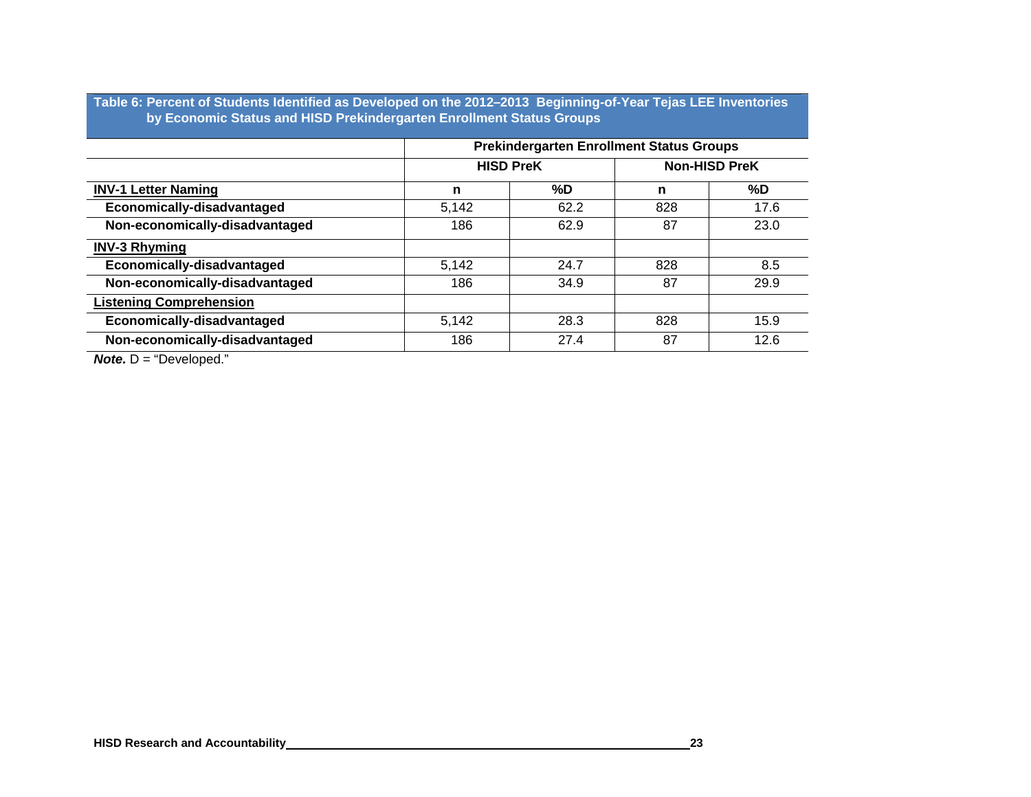**Table 6: Percent of Students Identified as Developed on the 2012–2013 Beginning-of-Year Tejas LEE Inventories by Economic Status and HISD Prekindergarten Enrollment Status Groups**

| | Prekindergarten Enrollment Status Groups | | | |
|---|---|---|---|---|
| | HISD PreK | | Non-HISD PreK | |
| **INV-1 Letter Naming** | **n** | **%D** | **n** | **%D** |
| **Economically-disadvantaged** | 5,142 | 62.2 | 828 | 17.6 |
| **Non-economically-disadvantaged** | 186 | 62.9 | 87 | 23.0 |
| **INV-3 Rhyming** | | | | |
| **Economically-disadvantaged** | 5,142 | 24.7 | 828 | 8.5 |
| **Non-economically-disadvantaged** | 186 | 34.9 | 87 | 29.9 |
| **Listening Comprehension** | | | | |
| **Economically-disadvantaged** | 5,142 | 28.3 | 828 | 15.9 |
| **Non-economically-disadvantaged** | 186 | 27.4 | 87 | 12.6 |

***Note.*** D = "Developed."